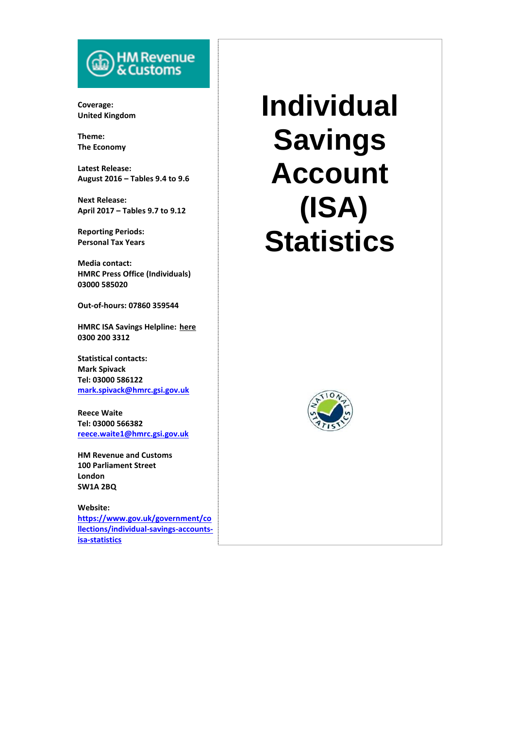# Individual Savings Account (ISA) Statistics

**Coverage:**
**United Kingdom**

**Theme:**
**The Economy**

**Latest Release:**
**August 2016 – Tables 9.4 to 9.6**

**Next Release:**
**April 2017 – Tables 9.7 to 9.12**

**Reporting Periods:**
**Personal Tax Years**

**Media contact:**
**HMRC Press Office (Individuals)**
**03000 585020**

**Out-of-hours: 07860 359544**

**HMRC ISA Savings Helpline: here**
**0300 200 3312**

**Statistical contacts:**
**Mark Spivack**
**Tel: 03000 586122**
**mark.spivack@hmrc.gsi.gov.uk**

**Reece Waite**
**Tel: 03000 566382**
**reece.waite1@hmrc.gsi.gov.uk**

**HM Revenue and Customs**
**100 Parliament Street**
**London**
**SW1A 2BQ**

**Website:**
**https://www.gov.uk/government/collections/individual-savings-accounts-isa-statistics**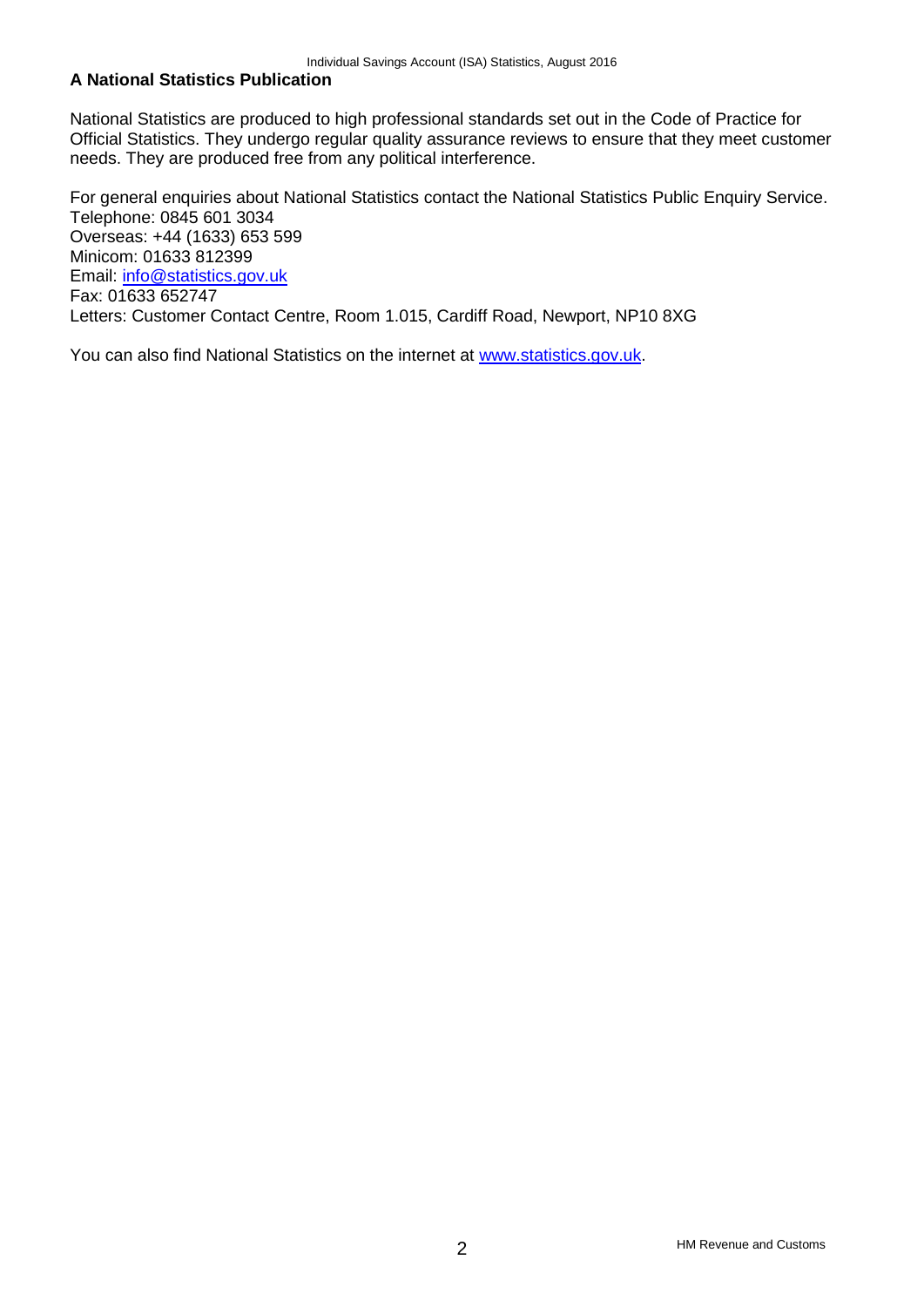**A National Statistics Publication**

National Statistics are produced to high professional standards set out in the Code of Practice for Official Statistics. They undergo regular quality assurance reviews to ensure that they meet customer needs. They are produced free from any political interference.

For general enquiries about National Statistics contact the National Statistics Public Enquiry Service.
Telephone: 0845 601 3034
Overseas: +44 (1633) 653 599
Minicom: 01633 812399
Email: info@statistics.gov.uk
Fax: 01633 652747
Letters: Customer Contact Centre, Room 1.015, Cardiff Road, Newport, NP10 8XG

You can also find National Statistics on the internet at www.statistics.gov.uk.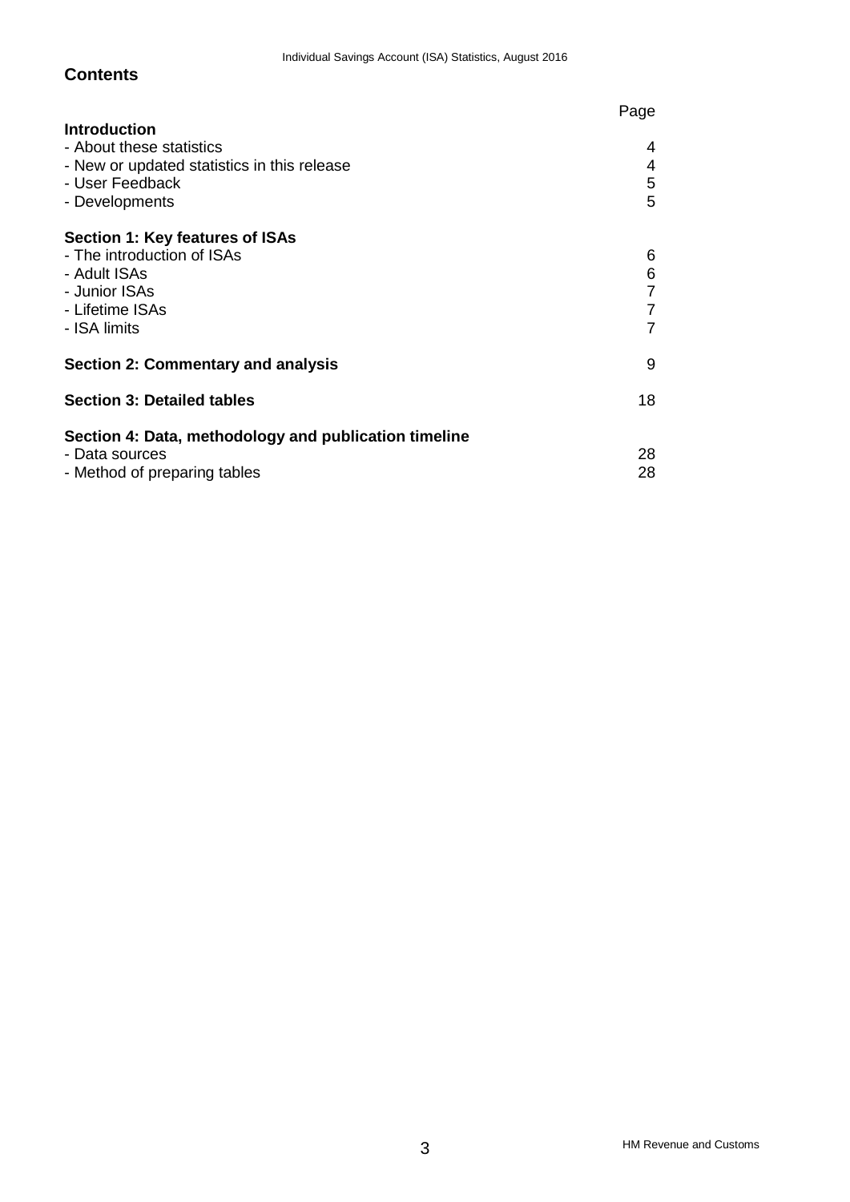## Contents

| | Page |
|---|---|
| **Introduction** | |
| - About these statistics | 4 |
| - New or updated statistics in this release | 4 |
| - User Feedback | 5 |
| - Developments | 5 |
| **Section 1: Key features of ISAs** | |
| - The introduction of ISAs | 6 |
| - Adult ISAs | 6 |
| - Junior ISAs | 7 |
| - Lifetime ISAs | 7 |
| - ISA limits | 7 |
| **Section 2: Commentary and analysis** | 9 |
| **Section 3: Detailed tables** | 18 |
| **Section 4: Data, methodology and publication timeline** | |
| - Data sources | 28 |
| - Method of preparing tables | 28 |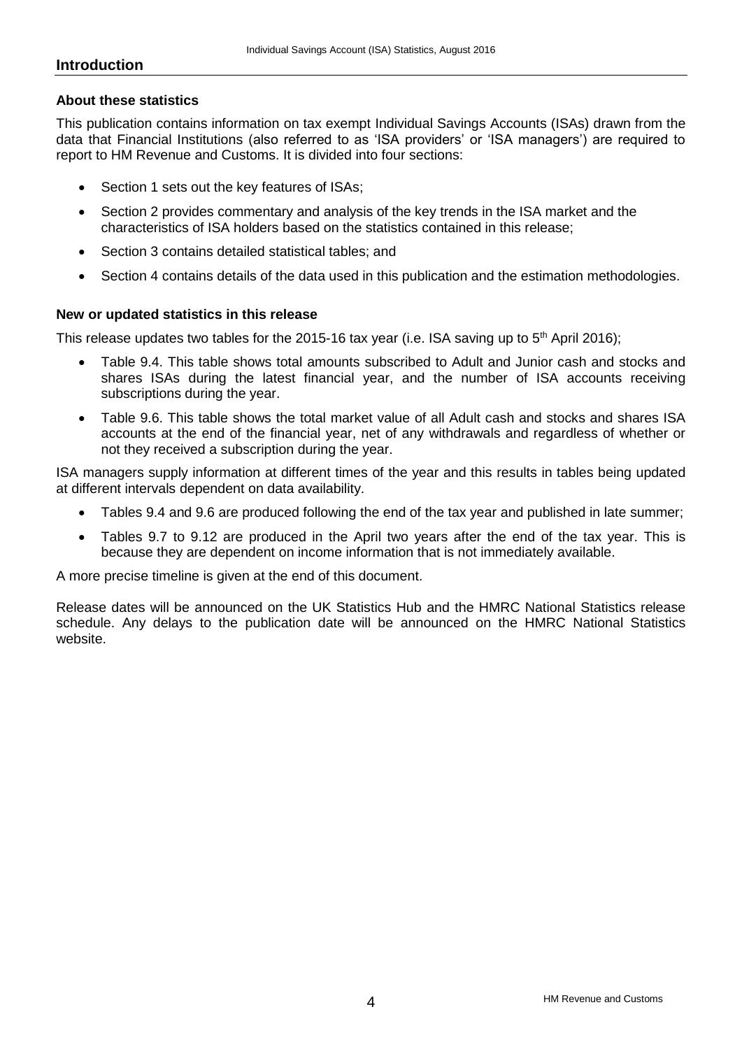## Introduction

### About these statistics

This publication contains information on tax exempt Individual Savings Accounts (ISAs) drawn from the data that Financial Institutions (also referred to as 'ISA providers' or 'ISA managers') are required to report to HM Revenue and Customs. It is divided into four sections:

- Section 1 sets out the key features of ISAs;
- Section 2 provides commentary and analysis of the key trends in the ISA market and the characteristics of ISA holders based on the statistics contained in this release;
- Section 3 contains detailed statistical tables; and
- Section 4 contains details of the data used in this publication and the estimation methodologies.

### New or updated statistics in this release

This release updates two tables for the 2015-16 tax year (i.e. ISA saving up to 5th April 2016);

- Table 9.4. This table shows total amounts subscribed to Adult and Junior cash and stocks and shares ISAs during the latest financial year, and the number of ISA accounts receiving subscriptions during the year.
- Table 9.6. This table shows the total market value of all Adult cash and stocks and shares ISA accounts at the end of the financial year, net of any withdrawals and regardless of whether or not they received a subscription during the year.

ISA managers supply information at different times of the year and this results in tables being updated at different intervals dependent on data availability.

- Tables 9.4 and 9.6 are produced following the end of the tax year and published in late summer;
- Tables 9.7 to 9.12 are produced in the April two years after the end of the tax year. This is because they are dependent on income information that is not immediately available.

A more precise timeline is given at the end of this document.

Release dates will be announced on the UK Statistics Hub and the HMRC National Statistics release schedule. Any delays to the publication date will be announced on the HMRC National Statistics website.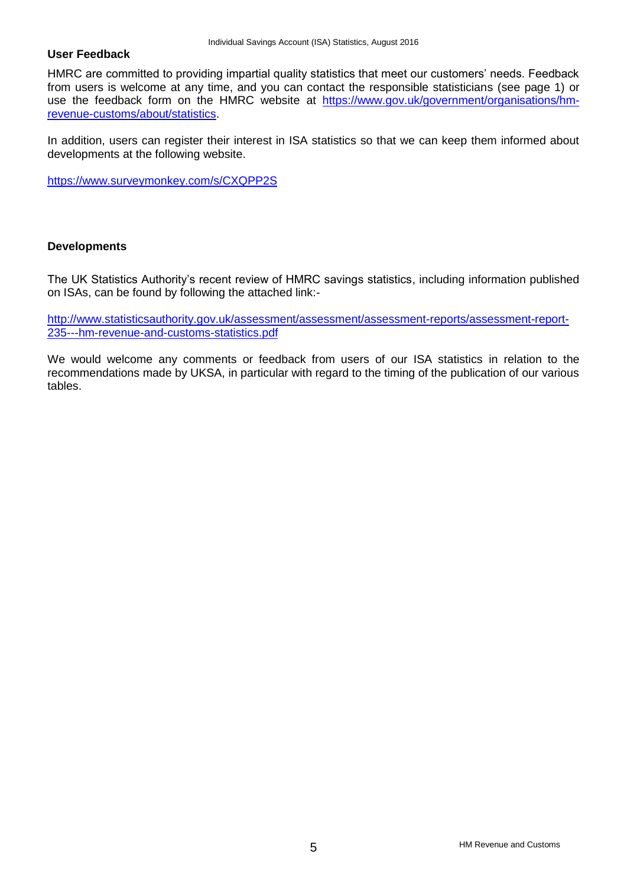**User Feedback**

HMRC are committed to providing impartial quality statistics that meet our customers' needs. Feedback from users is welcome at any time, and you can contact the responsible statisticians (see page 1) or use the feedback form on the HMRC website at [https://www.gov.uk/government/organisations/hm-revenue-customs/about/statistics](https://www.gov.uk/government/organisations/hm-revenue-customs/about/statistics).

In addition, users can register their interest in ISA statistics so that we can keep them informed about developments at the following website.

[https://www.surveymonkey.com/s/CXQPP2S](https://www.surveymonkey.com/s/CXQPP2S)

**Developments**

The UK Statistics Authority's recent review of HMRC savings statistics, including information published on ISAs, can be found by following the attached link:-

[http://www.statisticsauthority.gov.uk/assessment/assessment/assessment-reports/assessment-report-235---hm-revenue-and-customs-statistics.pdf](http://www.statisticsauthority.gov.uk/assessment/assessment/assessment-reports/assessment-report-235---hm-revenue-and-customs-statistics.pdf)

We would welcome any comments or feedback from users of our ISA statistics in relation to the recommendations made by UKSA, in particular with regard to the timing of the publication of our various tables.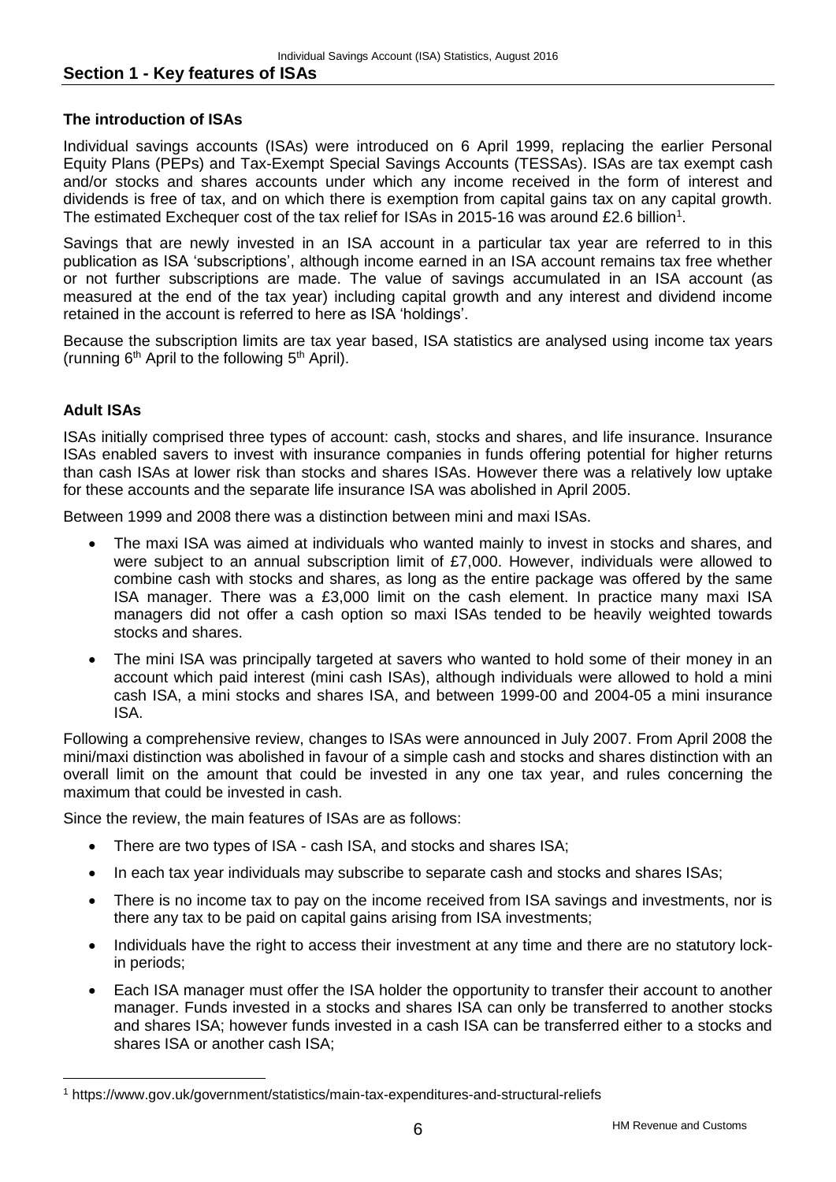## Section 1 - Key features of ISAs

### The introduction of ISAs

Individual savings accounts (ISAs) were introduced on 6 April 1999, replacing the earlier Personal Equity Plans (PEPs) and Tax-Exempt Special Savings Accounts (TESSAs). ISAs are tax exempt cash and/or stocks and shares accounts under which any income received in the form of interest and dividends is free of tax, and on which there is exemption from capital gains tax on any capital growth. The estimated Exchequer cost of the tax relief for ISAs in 2015-16 was around £2.6 billion[1].

Savings that are newly invested in an ISA account in a particular tax year are referred to in this publication as ISA 'subscriptions', although income earned in an ISA account remains tax free whether or not further subscriptions are made. The value of savings accumulated in an ISA account (as measured at the end of the tax year) including capital growth and any interest and dividend income retained in the account is referred to here as ISA 'holdings'.

Because the subscription limits are tax year based, ISA statistics are analysed using income tax years (running 6th April to the following 5th April).

### Adult ISAs

ISAs initially comprised three types of account: cash, stocks and shares, and life insurance. Insurance ISAs enabled savers to invest with insurance companies in funds offering potential for higher returns than cash ISAs at lower risk than stocks and shares ISAs. However there was a relatively low uptake for these accounts and the separate life insurance ISA was abolished in April 2005.

Between 1999 and 2008 there was a distinction between mini and maxi ISAs.

- The maxi ISA was aimed at individuals who wanted mainly to invest in stocks and shares, and were subject to an annual subscription limit of £7,000. However, individuals were allowed to combine cash with stocks and shares, as long as the entire package was offered by the same ISA manager. There was a £3,000 limit on the cash element. In practice many maxi ISA managers did not offer a cash option so maxi ISAs tended to be heavily weighted towards stocks and shares.
- The mini ISA was principally targeted at savers who wanted to hold some of their money in an account which paid interest (mini cash ISAs), although individuals were allowed to hold a mini cash ISA, a mini stocks and shares ISA, and between 1999-00 and 2004-05 a mini insurance ISA.

Following a comprehensive review, changes to ISAs were announced in July 2007. From April 2008 the mini/maxi distinction was abolished in favour of a simple cash and stocks and shares distinction with an overall limit on the amount that could be invested in any one tax year, and rules concerning the maximum that could be invested in cash.

Since the review, the main features of ISAs are as follows:

- There are two types of ISA - cash ISA, and stocks and shares ISA;
- In each tax year individuals may subscribe to separate cash and stocks and shares ISAs;
- There is no income tax to pay on the income received from ISA savings and investments, nor is there any tax to be paid on capital gains arising from ISA investments;
- Individuals have the right to access their investment at any time and there are no statutory lock-in periods;
- Each ISA manager must offer the ISA holder the opportunity to transfer their account to another manager. Funds invested in a stocks and shares ISA can only be transferred to another stocks and shares ISA; however funds invested in a cash ISA can be transferred either to a stocks and shares ISA or another cash ISA;

[1] https://www.gov.uk/government/statistics/main-tax-expenditures-and-structural-reliefs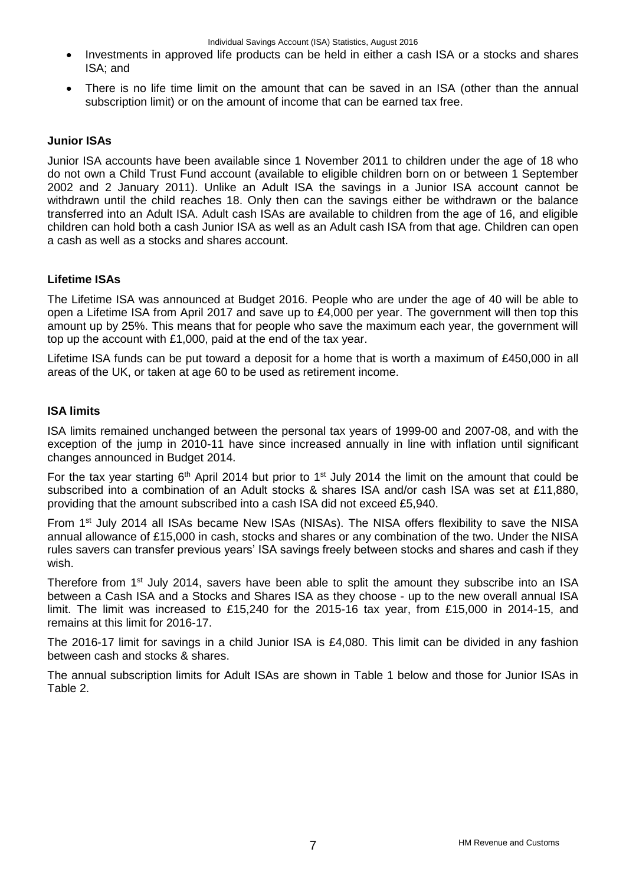- Investments in approved life products can be held in either a cash ISA or a stocks and shares ISA; and
- There is no life time limit on the amount that can be saved in an ISA (other than the annual subscription limit) or on the amount of income that can be earned tax free.

### Junior ISAs

Junior ISA accounts have been available since 1 November 2011 to children under the age of 18 who do not own a Child Trust Fund account (available to eligible children born on or between 1 September 2002 and 2 January 2011). Unlike an Adult ISA the savings in a Junior ISA account cannot be withdrawn until the child reaches 18. Only then can the savings either be withdrawn or the balance transferred into an Adult ISA. Adult cash ISAs are available to children from the age of 16, and eligible children can hold both a cash Junior ISA as well as an Adult cash ISA from that age. Children can open a cash as well as a stocks and shares account.

### Lifetime ISAs

The Lifetime ISA was announced at Budget 2016. People who are under the age of 40 will be able to open a Lifetime ISA from April 2017 and save up to £4,000 per year. The government will then top this amount up by 25%. This means that for people who save the maximum each year, the government will top up the account with £1,000, paid at the end of the tax year.

Lifetime ISA funds can be put toward a deposit for a home that is worth a maximum of £450,000 in all areas of the UK, or taken at age 60 to be used as retirement income.

### ISA limits

ISA limits remained unchanged between the personal tax years of 1999-00 and 2007-08, and with the exception of the jump in 2010-11 have since increased annually in line with inflation until significant changes announced in Budget 2014.

For the tax year starting 6th April 2014 but prior to 1st July 2014 the limit on the amount that could be subscribed into a combination of an Adult stocks & shares ISA and/or cash ISA was set at £11,880, providing that the amount subscribed into a cash ISA did not exceed £5,940.

From 1st July 2014 all ISAs became New ISAs (NISAs). The NISA offers flexibility to save the NISA annual allowance of £15,000 in cash, stocks and shares or any combination of the two. Under the NISA rules savers can transfer previous years' ISA savings freely between stocks and shares and cash if they wish.

Therefore from 1st July 2014, savers have been able to split the amount they subscribe into an ISA between a Cash ISA and a Stocks and Shares ISA as they choose - up to the new overall annual ISA limit. The limit was increased to £15,240 for the 2015-16 tax year, from £15,000 in 2014-15, and remains at this limit for 2016-17.

The 2016-17 limit for savings in a child Junior ISA is £4,080. This limit can be divided in any fashion between cash and stocks & shares.

The annual subscription limits for Adult ISAs are shown in Table 1 below and those for Junior ISAs in Table 2.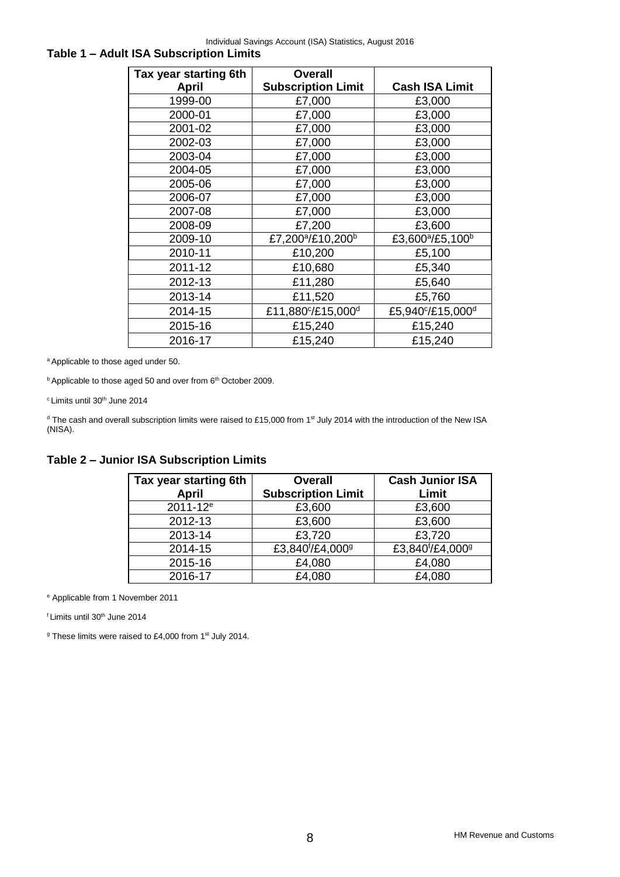## Table 1 – Adult ISA Subscription Limits

| Tax year starting 6th April | Overall Subscription Limit | Cash ISA Limit |
|---|---|---|
| 1999-00 | £7,000 | £3,000 |
| 2000-01 | £7,000 | £3,000 |
| 2001-02 | £7,000 | £3,000 |
| 2002-03 | £7,000 | £3,000 |
| 2003-04 | £7,000 | £3,000 |
| 2004-05 | £7,000 | £3,000 |
| 2005-06 | £7,000 | £3,000 |
| 2006-07 | £7,000 | £3,000 |
| 2007-08 | £7,000 | £3,000 |
| 2008-09 | £7,200 | £3,600 |
| 2009-10 | £7,200[a]/£10,200[b] | £3,600[a]/£5,100[b] |
| 2010-11 | £10,200 | £5,100 |
| 2011-12 | £10,680 | £5,340 |
| 2012-13 | £11,280 | £5,640 |
| 2013-14 | £11,520 | £5,760 |
| 2014-15 | £11,880[c]/£15,000[d] | £5,940[c]/£15,000[d] |
| 2015-16 | £15,240 | £15,240 |
| 2016-17 | £15,240 | £15,240 |

[a] Applicable to those aged under 50.

[b] Applicable to those aged 50 and over from 6th October 2009.

[c] Limits until 30th June 2014

[d] The cash and overall subscription limits were raised to £15,000 from 1st July 2014 with the introduction of the New ISA (NISA).

## Table 2 – Junior ISA Subscription Limits

| Tax year starting 6th April | Overall Subscription Limit | Cash Junior ISA Limit |
|---|---|---|
| 2011-12[e] | £3,600 | £3,600 |
| 2012-13 | £3,600 | £3,600 |
| 2013-14 | £3,720 | £3,720 |
| 2014-15 | £3,840[f]/£4,000[g] | £3,840[f]/£4,000[g] |
| 2015-16 | £4,080 | £4,080 |
| 2016-17 | £4,080 | £4,080 |

[e] Applicable from 1 November 2011

[f] Limits until 30th June 2014

[g] These limits were raised to £4,000 from 1st July 2014.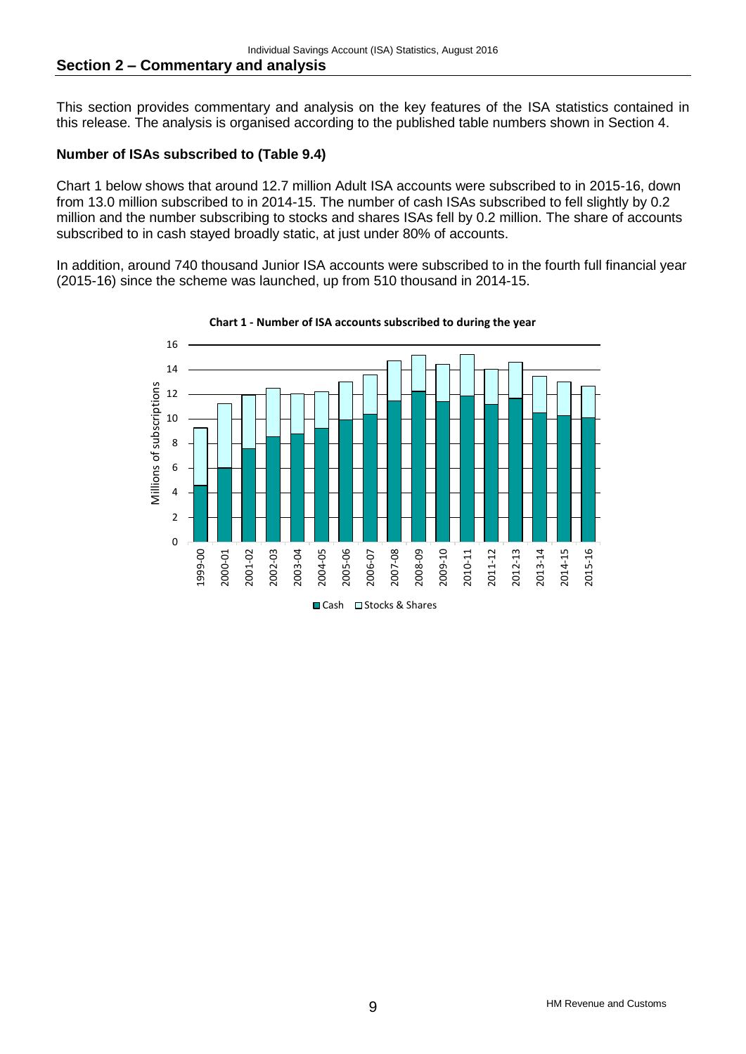## Section 2 – Commentary and analysis

This section provides commentary and analysis on the key features of the ISA statistics contained in this release. The analysis is organised according to the published table numbers shown in Section 4.

### Number of ISAs subscribed to (Table 9.4)

Chart 1 below shows that around 12.7 million Adult ISA accounts were subscribed to in 2015-16, down from 13.0 million subscribed to in 2014-15. The number of cash ISAs subscribed to fell slightly by 0.2 million and the number subscribing to stocks and shares ISAs fell by 0.2 million. The share of accounts subscribed to in cash stayed broadly static, at just under 80% of accounts.

In addition, around 740 thousand Junior ISA accounts were subscribed to in the fourth full financial year (2015-16) since the scheme was launched, up from 510 thousand in 2014-15.

**Chart 1 - Number of ISA accounts subscribed to during the year**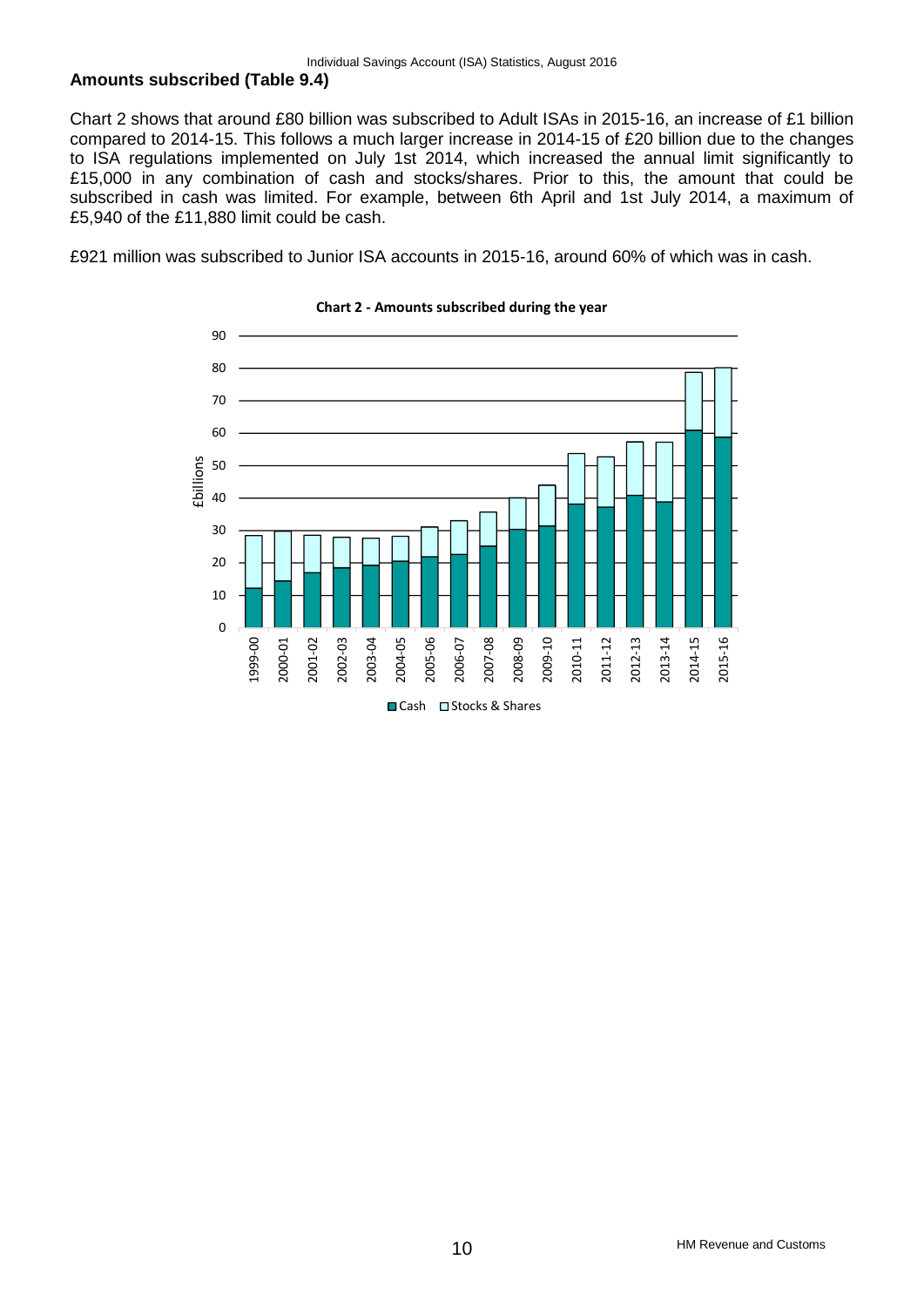## Amounts subscribed (Table 9.4)

Chart 2 shows that around £80 billion was subscribed to Adult ISAs in 2015-16, an increase of £1 billion compared to 2014-15. This follows a much larger increase in 2014-15 of £20 billion due to the changes to ISA regulations implemented on July 1st 2014, which increased the annual limit significantly to £15,000 in any combination of cash and stocks/shares. Prior to this, the amount that could be subscribed in cash was limited. For example, between 6th April and 1st July 2014, a maximum of £5,940 of the £11,880 limit could be cash.

£921 million was subscribed to Junior ISA accounts in 2015-16, around 60% of which was in cash.

**Chart 2 - Amounts subscribed during the year**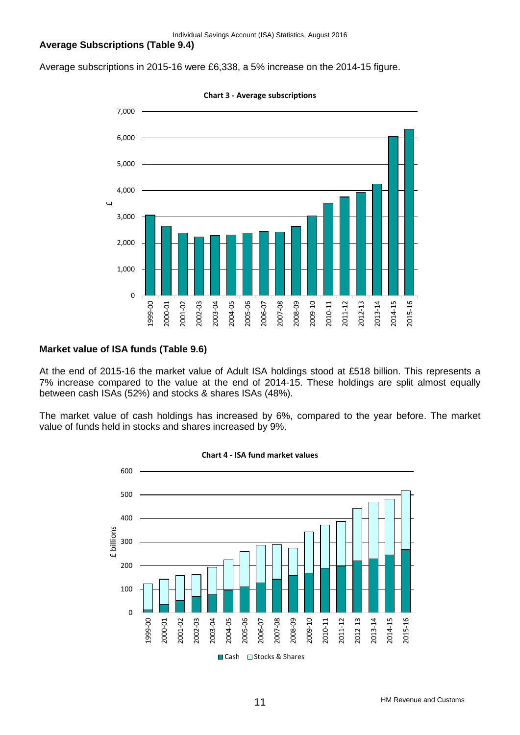## Average Subscriptions (Table 9.4)

Average subscriptions in 2015-16 were £6,338, a 5% increase on the 2014-15 figure.

**Chart 3 - Average subscriptions**

## Market value of ISA funds (Table 9.6)

At the end of 2015-16 the market value of Adult ISA holdings stood at £518 billion. This represents a 7% increase compared to the value at the end of 2014-15. These holdings are split almost equally between cash ISAs (52%) and stocks & shares ISAs (48%).

The market value of cash holdings has increased by 6%, compared to the year before. The market value of funds held in stocks and shares increased by 9%.

**Chart 4 - ISA fund market values**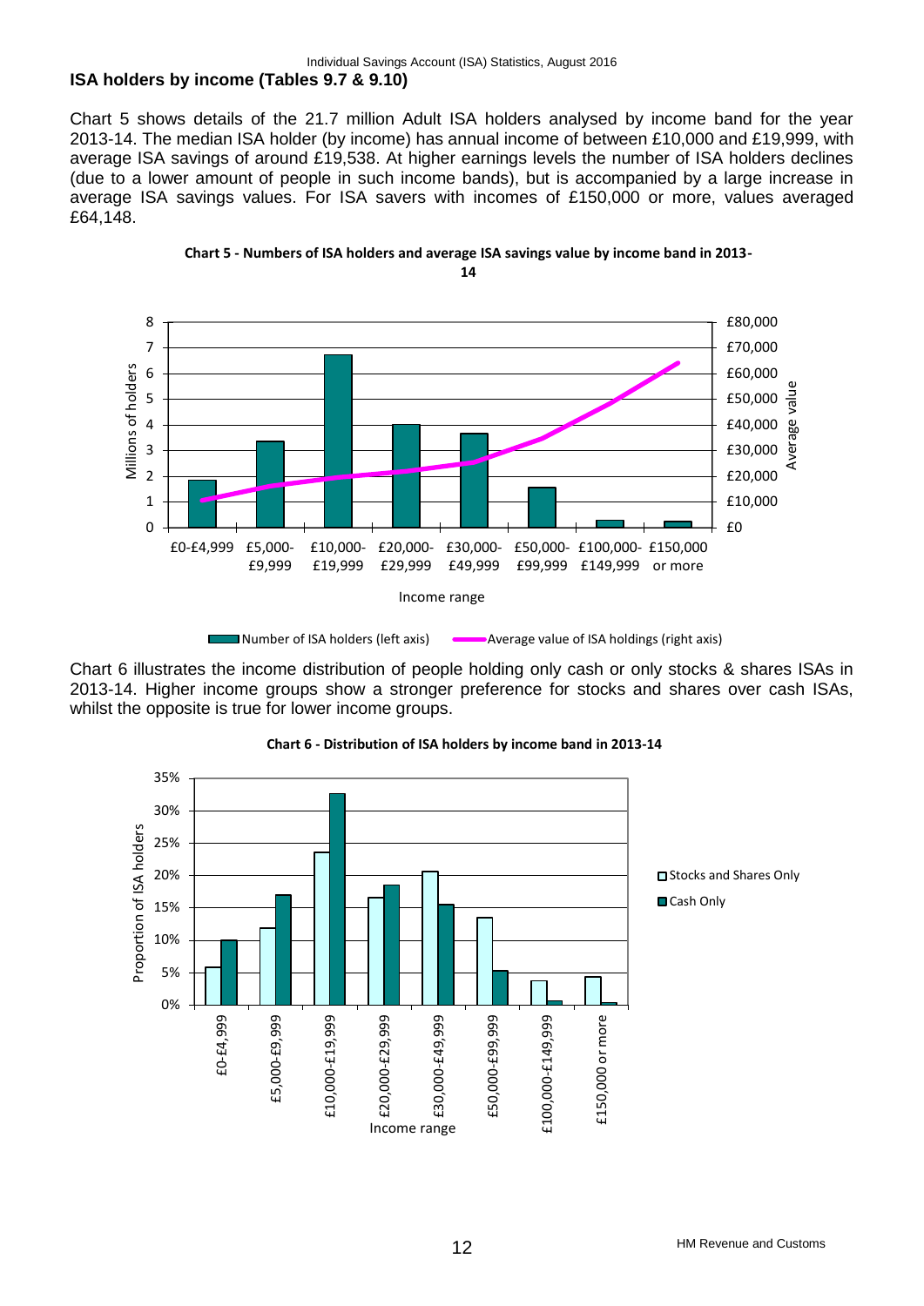## ISA holders by income (Tables 9.7 & 9.10)

Chart 5 shows details of the 21.7 million Adult ISA holders analysed by income band for the year 2013-14. The median ISA holder (by income) has annual income of between £10,000 and £19,999, with average ISA savings of around £19,538. At higher earnings levels the number of ISA holders declines (due to a lower amount of people in such income bands), but is accompanied by a large increase in average ISA savings values. For ISA savers with incomes of £150,000 or more, values averaged £64,148.

**Chart 5 - Numbers of ISA holders and average ISA savings value by income band in 2013-14**

Chart 6 illustrates the income distribution of people holding only cash or only stocks & shares ISAs in 2013-14. Higher income groups show a stronger preference for stocks and shares over cash ISAs, whilst the opposite is true for lower income groups.

**Chart 6 - Distribution of ISA holders by income band in 2013-14**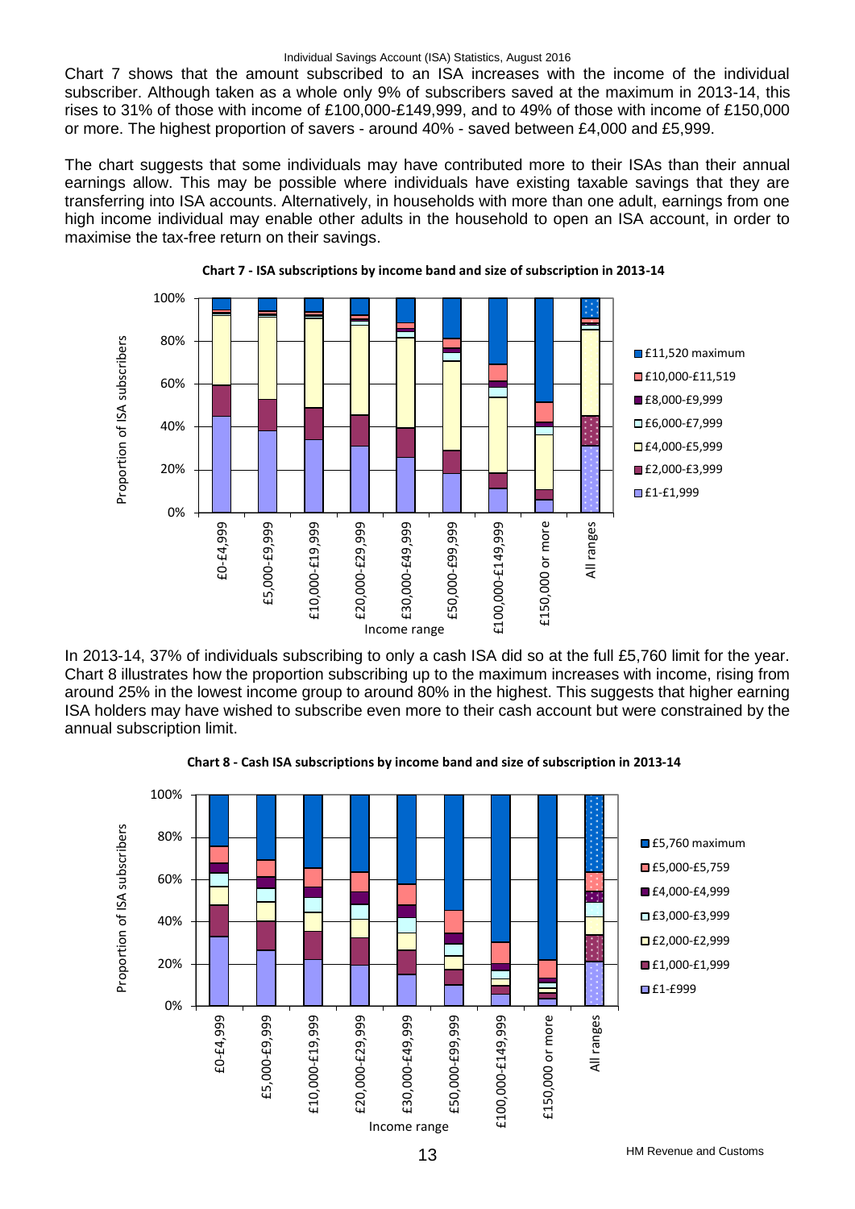Chart 7 shows that the amount subscribed to an ISA increases with the income of the individual subscriber. Although taken as a whole only 9% of subscribers saved at the maximum in 2013-14, this rises to 31% of those with income of £100,000-£149,999, and to 49% of those with income of £150,000 or more. The highest proportion of savers - around 40% - saved between £4,000 and £5,999.

The chart suggests that some individuals may have contributed more to their ISAs than their annual earnings allow. This may be possible where individuals have existing taxable savings that they are transferring into ISA accounts. Alternatively, in households with more than one adult, earnings from one high income individual may enable other adults in the household to open an ISA account, in order to maximise the tax-free return on their savings.

**Chart 7 - ISA subscriptions by income band and size of subscription in 2013-14**

In 2013-14, 37% of individuals subscribing to only a cash ISA did so at the full £5,760 limit for the year. Chart 8 illustrates how the proportion subscribing up to the maximum increases with income, rising from around 25% in the lowest income group to around 80% in the highest. This suggests that higher earning ISA holders may have wished to subscribe even more to their cash account but were constrained by the annual subscription limit.

**Chart 8 - Cash ISA subscriptions by income band and size of subscription in 2013-14**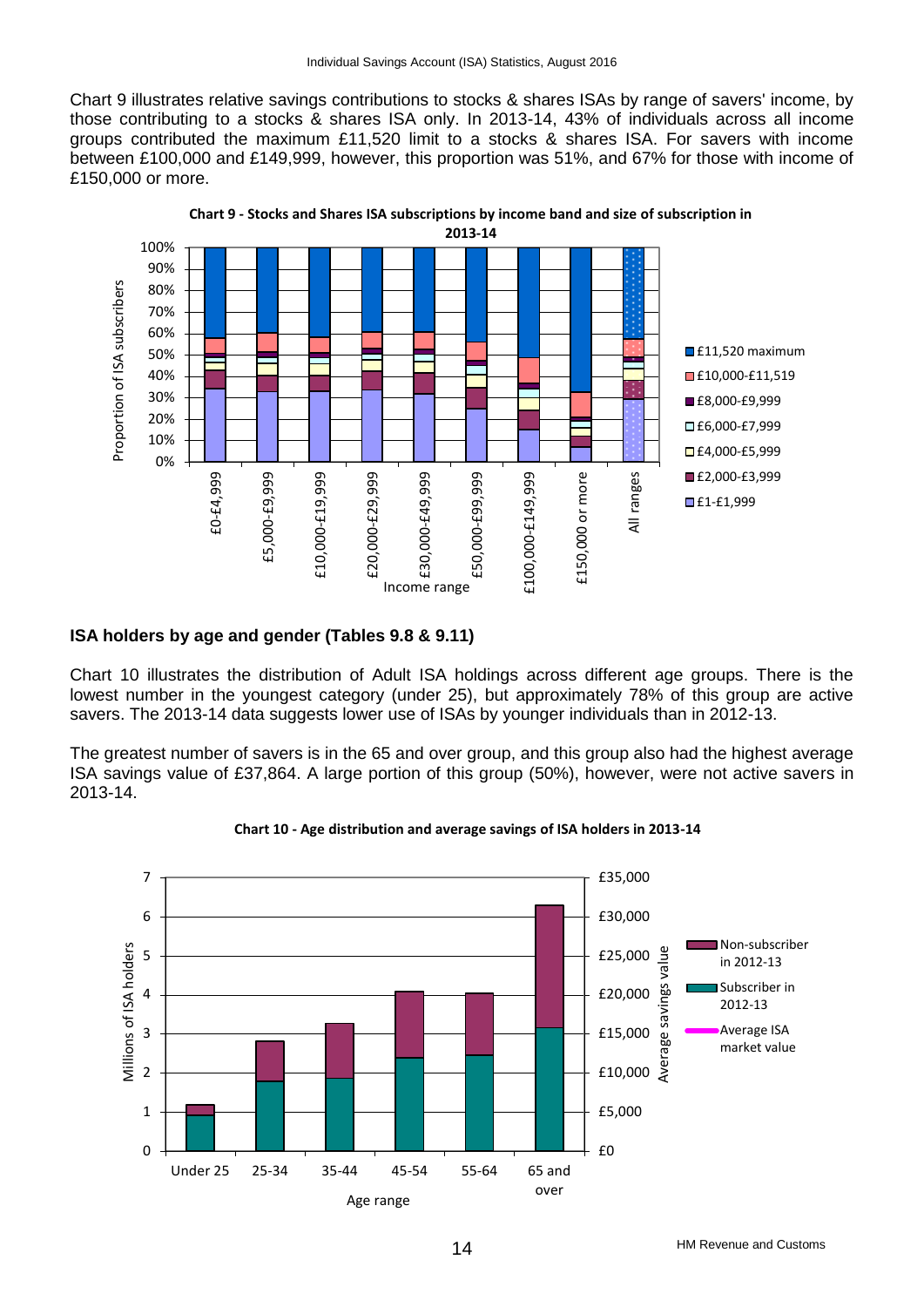Chart 9 illustrates relative savings contributions to stocks & shares ISAs by range of savers' income, by those contributing to a stocks & shares ISA only. In 2013-14, 43% of individuals across all income groups contributed the maximum £11,520 limit to a stocks & shares ISA. For savers with income between £100,000 and £149,999, however, this proportion was 51%, and 67% for those with income of £150,000 or more.

**Chart 9 - Stocks and Shares ISA subscriptions by income band and size of subscription in 2013-14**

## ISA holders by age and gender (Tables 9.8 & 9.11)

Chart 10 illustrates the distribution of Adult ISA holdings across different age groups. There is the lowest number in the youngest category (under 25), but approximately 78% of this group are active savers. The 2013-14 data suggests lower use of ISAs by younger individuals than in 2012-13.

The greatest number of savers is in the 65 and over group, and this group also had the highest average ISA savings value of £37,864. A large portion of this group (50%), however, were not active savers in 2013-14.

**Chart 10 - Age distribution and average savings of ISA holders in 2013-14**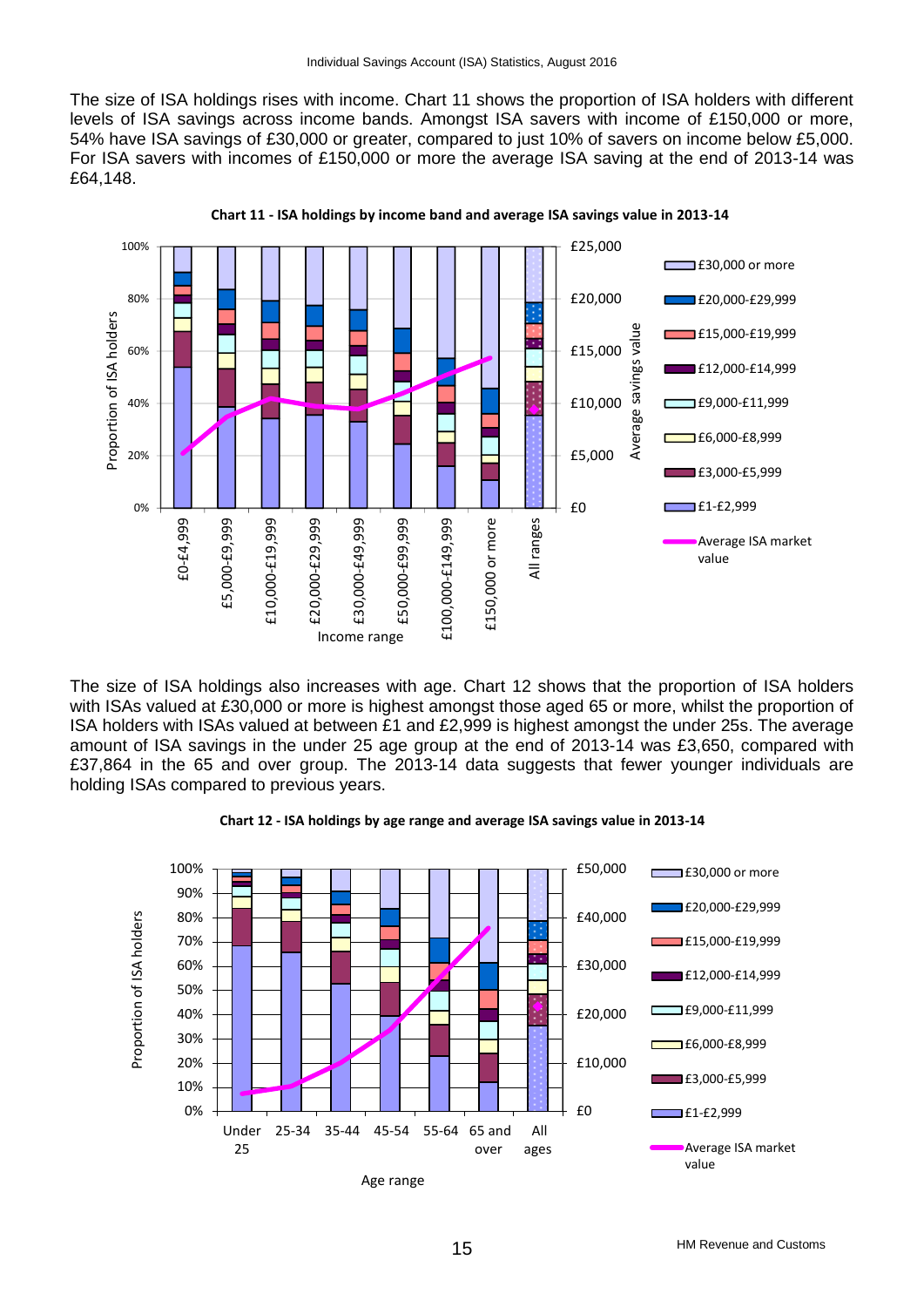The size of ISA holdings rises with income. Chart 11 shows the proportion of ISA holders with different levels of ISA savings across income bands. Amongst ISA savers with income of £150,000 or more, 54% have ISA savings of £30,000 or greater, compared to just 10% of savers on income below £5,000. For ISA savers with incomes of £150,000 or more the average ISA saving at the end of 2013-14 was £64,148.

**Chart 11 - ISA holdings by income band and average ISA savings value in 2013-14**

The size of ISA holdings also increases with age. Chart 12 shows that the proportion of ISA holders with ISAs valued at £30,000 or more is highest amongst those aged 65 or more, whilst the proportion of ISA holders with ISAs valued at between £1 and £2,999 is highest amongst the under 25s. The average amount of ISA savings in the under 25 age group at the end of 2013-14 was £3,650, compared with £37,864 in the 65 and over group. The 2013-14 data suggests that fewer younger individuals are holding ISAs compared to previous years.

**Chart 12 - ISA holdings by age range and average ISA savings value in 2013-14**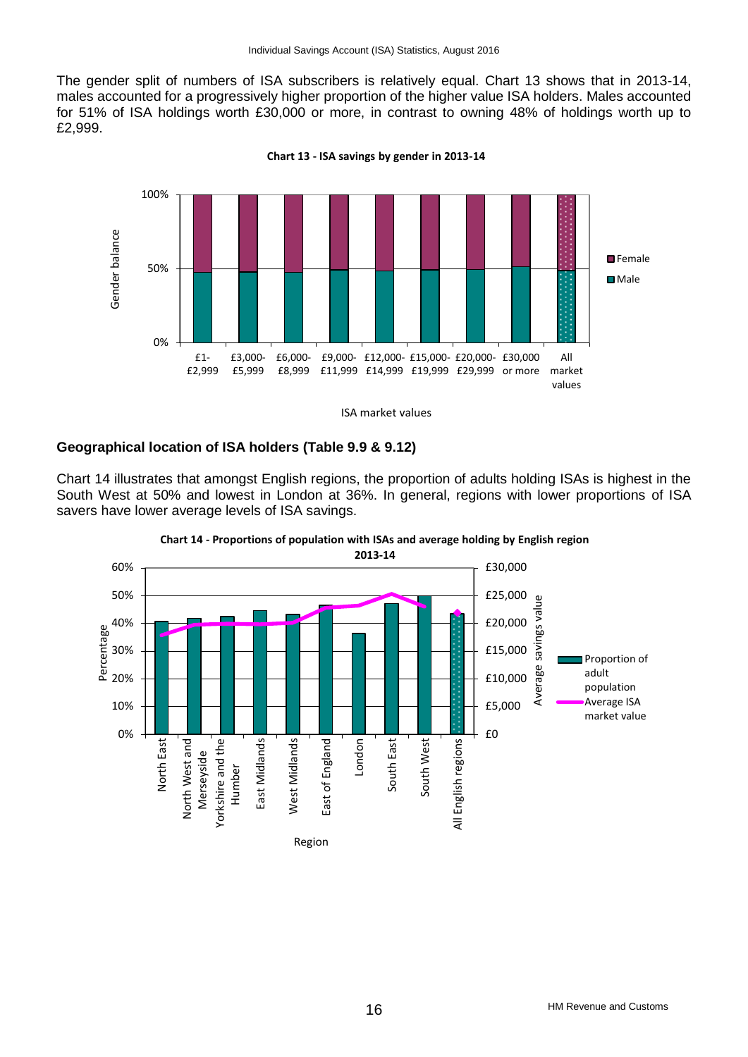The gender split of numbers of ISA subscribers is relatively equal. Chart 13 shows that in 2013-14, males accounted for a progressively higher proportion of the higher value ISA holders. Males accounted for 51% of ISA holdings worth £30,000 or more, in contrast to owning 48% of holdings worth up to £2,999.

**Chart 13 - ISA savings by gender in 2013-14**

## Geographical location of ISA holders (Table 9.9 & 9.12)

Chart 14 illustrates that amongst English regions, the proportion of adults holding ISAs is highest in the South West at 50% and lowest in London at 36%. In general, regions with lower proportions of ISA savers have lower average levels of ISA savings.

**Chart 14 - Proportions of population with ISAs and average holding by English region 2013-14**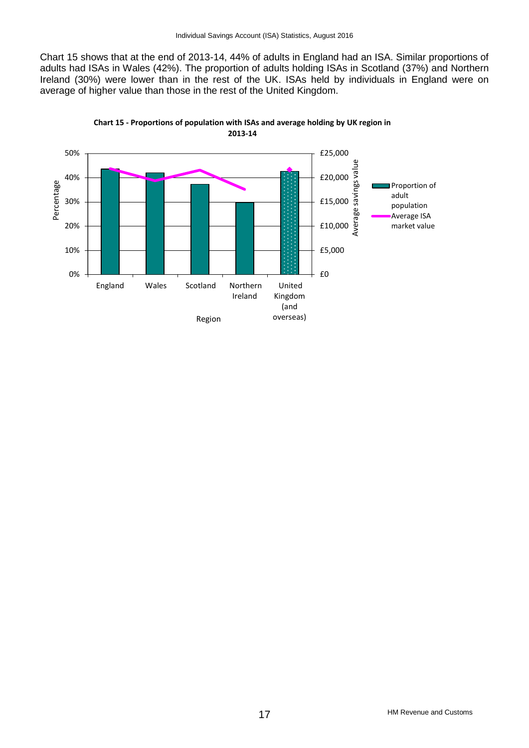Chart 15 shows that at the end of 2013-14, 44% of adults in England had an ISA. Similar proportions of adults had ISAs in Wales (42%). The proportion of adults holding ISAs in Scotland (37%) and Northern Ireland (30%) were lower than in the rest of the UK. ISAs held by individuals in England were on average of higher value than those in the rest of the United Kingdom.

**Chart 15 - Proportions of population with ISAs and average holding by UK region in 2013-14**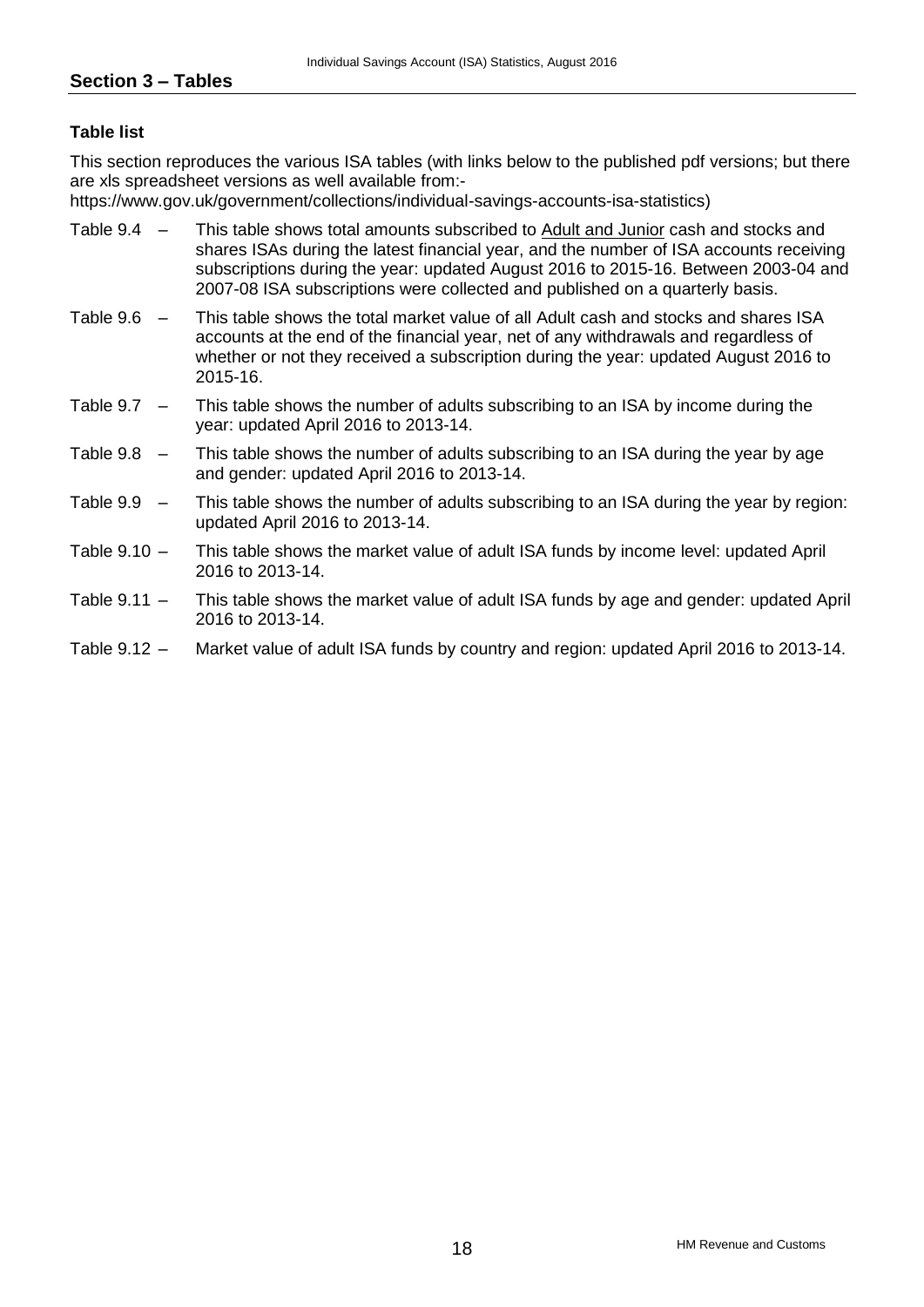## Section 3 – Tables

### Table list

This section reproduces the various ISA tables (with links below to the published pdf versions; but there are xls spreadsheet versions as well available from:-
https://www.gov.uk/government/collections/individual-savings-accounts-isa-statistics)

- Table 9.4 – This table shows total amounts subscribed to Adult and Junior cash and stocks and shares ISAs during the latest financial year, and the number of ISA accounts receiving subscriptions during the year: updated August 2016 to 2015-16. Between 2003-04 and 2007-08 ISA subscriptions were collected and published on a quarterly basis.
- Table 9.6 – This table shows the total market value of all Adult cash and stocks and shares ISA accounts at the end of the financial year, net of any withdrawals and regardless of whether or not they received a subscription during the year: updated August 2016 to 2015-16.
- Table 9.7 – This table shows the number of adults subscribing to an ISA by income during the year: updated April 2016 to 2013-14.
- Table 9.8 – This table shows the number of adults subscribing to an ISA during the year by age and gender: updated April 2016 to 2013-14.
- Table 9.9 – This table shows the number of adults subscribing to an ISA during the year by region: updated April 2016 to 2013-14.
- Table 9.10 – This table shows the market value of adult ISA funds by income level: updated April 2016 to 2013-14.
- Table 9.11 – This table shows the market value of adult ISA funds by age and gender: updated April 2016 to 2013-14.
- Table 9.12 – Market value of adult ISA funds by country and region: updated April 2016 to 2013-14.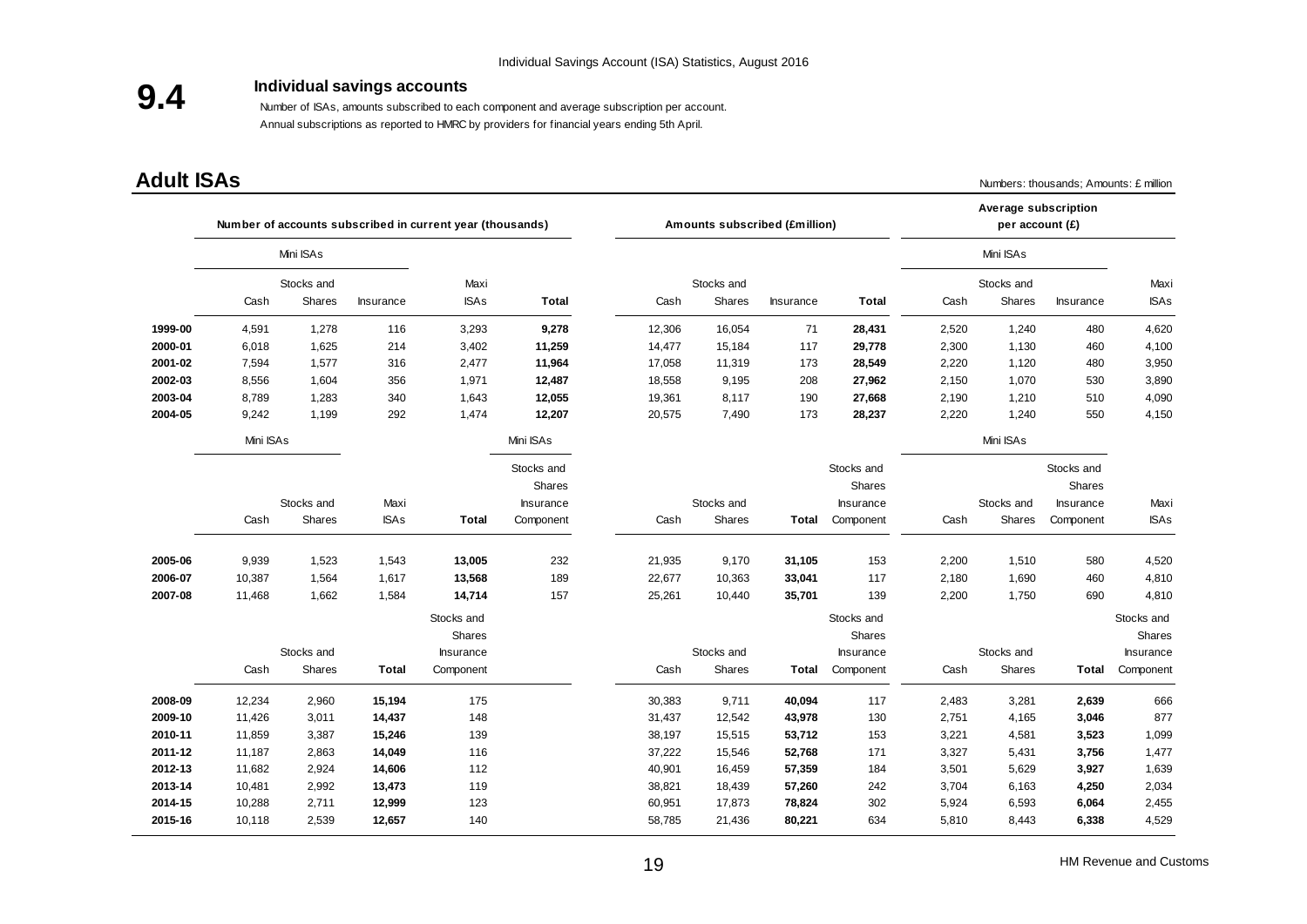# 9.4 Individual savings accounts

Number of ISAs, amounts subscribed to each component and average subscription per account.

Annual subscriptions as reported to HMRC by providers for financial years ending 5th April.

## Adult ISAs

Numbers: thousands; Amounts: £ million

| | Number of accounts subscribed in current year (thousands) | | | | | Amounts subscribed (£million) | | | | Average subscription per account (£) | | | |
|---|---|---|---|---|---|---|---|---|---|---|---|---|---|
| | Mini ISAs | | | | | | | | | Mini ISAs | | | |
| | Cash | Stocks and Shares | Insurance | Maxi ISAs | **Total** | Cash | Stocks and Shares | Insurance | **Total** | Cash | Stocks and Shares | Insurance | Maxi ISAs |
| **1999-00** | 4,591 | 1,278 | 116 | 3,293 | **9,278** | 12,306 | 16,054 | 71 | **28,431** | 2,520 | 1,240 | 480 | 4,620 |
| **2000-01** | 6,018 | 1,625 | 214 | 3,402 | **11,259** | 14,477 | 15,184 | 117 | **29,778** | 2,300 | 1,130 | 460 | 4,100 |
| **2001-02** | 7,594 | 1,577 | 316 | 2,477 | **11,964** | 17,058 | 11,319 | 173 | **28,549** | 2,220 | 1,120 | 480 | 3,950 |
| **2002-03** | 8,556 | 1,604 | 356 | 1,971 | **12,487** | 18,558 | 9,195 | 208 | **27,962** | 2,150 | 1,070 | 530 | 3,890 |
| **2003-04** | 8,789 | 1,283 | 340 | 1,643 | **12,055** | 19,361 | 8,117 | 190 | **27,668** | 2,190 | 1,210 | 510 | 4,090 |
| **2004-05** | 9,242 | 1,199 | 292 | 1,474 | **12,207** | 20,575 | 7,490 | 173 | **28,237** | 2,220 | 1,240 | 550 | 4,150 |

| | Number of accounts subscribed in current year (thousands) | | | | | Amounts subscribed (£million) | | | | Average subscription per account (£) | | | |
|---|---|---|---|---|---|---|---|---|---|---|---|---|---|
| | Mini ISAs | | | | Mini ISAs | | | | | Mini ISAs | | | |
| | Cash | Stocks and Shares | Maxi ISAs | **Total** | Stocks and Shares Insurance Component | Cash | Stocks and Shares | **Total** | Stocks and Shares Insurance Component | Cash | Stocks and Shares | Stocks and Shares Insurance Component | Maxi ISAs |
| **2005-06** | 9,939 | 1,523 | 1,543 | **13,005** | 232 | 21,935 | 9,170 | **31,105** | 153 | 2,200 | 1,510 | 580 | 4,520 |
| **2006-07** | 10,387 | 1,564 | 1,617 | **13,568** | 189 | 22,677 | 10,363 | **33,041** | 117 | 2,180 | 1,690 | 460 | 4,810 |
| **2007-08** | 11,468 | 1,662 | 1,584 | **14,714** | 157 | 25,261 | 10,440 | **35,701** | 139 | 2,200 | 1,750 | 690 | 4,810 |

| | Number of accounts subscribed in current year (thousands) | | | | Amounts subscribed (£million) | | | | Average subscription per account (£) | | | |
|---|---|---|---|---|---|---|---|---|---|---|---|---|
| | Cash | Stocks and Shares | **Total** | Stocks and Shares Insurance Component | Cash | Stocks and Shares | **Total** | Stocks and Shares Insurance Component | Cash | Stocks and Shares | **Total** | Stocks and Shares Insurance Component |
| **2008-09** | 12,234 | 2,960 | **15,194** | 175 | 30,383 | 9,711 | **40,094** | 117 | 2,483 | 3,281 | **2,639** | 666 |
| **2009-10** | 11,426 | 3,011 | **14,437** | 148 | 31,437 | 12,542 | **43,978** | 130 | 2,751 | 4,165 | **3,046** | 877 |
| **2010-11** | 11,859 | 3,387 | **15,246** | 139 | 38,197 | 15,515 | **53,712** | 153 | 3,221 | 4,581 | **3,523** | 1,099 |
| **2011-12** | 11,187 | 2,863 | **14,049** | 116 | 37,222 | 15,546 | **52,768** | 171 | 3,327 | 5,431 | **3,756** | 1,477 |
| **2012-13** | 11,682 | 2,924 | **14,606** | 112 | 40,901 | 16,459 | **57,359** | 184 | 3,501 | 5,629 | **3,927** | 1,639 |
| **2013-14** | 10,481 | 2,992 | **13,473** | 119 | 38,821 | 18,439 | **57,260** | 242 | 3,704 | 6,163 | **4,250** | 2,034 |
| **2014-15** | 10,288 | 2,711 | **12,999** | 123 | 60,951 | 17,873 | **78,824** | 302 | 5,924 | 6,593 | **6,064** | 2,455 |
| **2015-16** | 10,118 | 2,539 | **12,657** | 140 | 58,785 | 21,436 | **80,221** | 634 | 5,810 | 8,443 | **6,338** | 4,529 |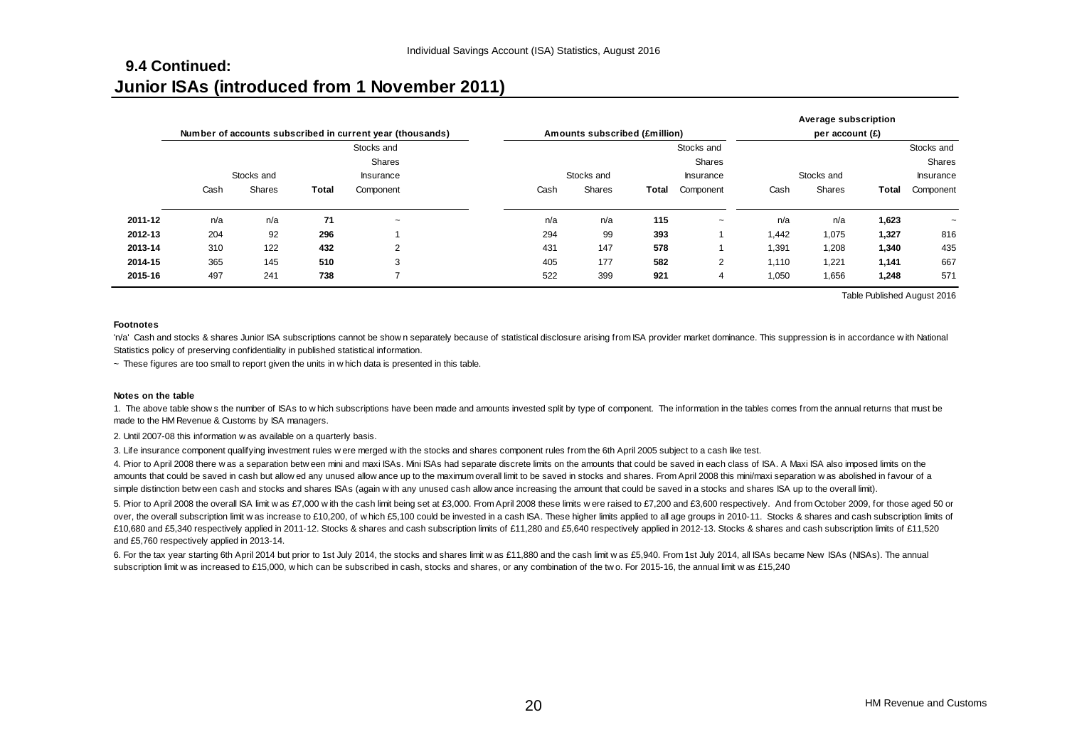## 9.4 Continued:
## Junior ISAs (introduced from 1 November 2011)

| | Number of accounts subscribed in current year (thousands) | | | | Amounts subscribed (£million) | | | | Average subscription per account (£) | | | |
|---|---|---|---|---|---|---|---|---|---|---|---|---|
| | Cash | Stocks and Shares | **Total** | Stocks and Shares Insurance Component | Cash | Stocks and Shares | **Total** | Stocks and Shares Insurance Component | Cash | Stocks and Shares | **Total** | Stocks and Shares Insurance Component |
| **2011-12** | n/a | n/a | **71** | ~ | n/a | n/a | **115** | ~ | n/a | n/a | **1,623** | ~ |
| **2012-13** | 204 | 92 | **296** | 1 | 294 | 99 | **393** | 1 | 1,442 | 1,075 | **1,327** | 816 |
| **2013-14** | 310 | 122 | **432** | 2 | 431 | 147 | **578** | 1 | 1,391 | 1,208 | **1,340** | 435 |
| **2014-15** | 365 | 145 | **510** | 3 | 405 | 177 | **582** | 2 | 1,110 | 1,221 | **1,141** | 667 |
| **2015-16** | 497 | 241 | **738** | 7 | 522 | 399 | **921** | 4 | 1,050 | 1,656 | **1,248** | 571 |

Table Published August 2016

**Footnotes**

'n/a' Cash and stocks & shares Junior ISA subscriptions cannot be shown separately because of statistical disclosure arising from ISA provider market dominance. This suppression is in accordance with National Statistics policy of preserving confidentiality in published statistical information.

~ These figures are too small to report given the units in which data is presented in this table.

**Notes on the table**

1. The above table shows the number of ISAs to which subscriptions have been made and amounts invested split by type of component. The information in the tables comes from the annual returns that must be made to the HM Revenue & Customs by ISA managers.

2. Until 2007-08 this information was available on a quarterly basis.

3. Life insurance component qualifying investment rules were merged with the stocks and shares component rules from the 6th April 2005 subject to a cash like test.

4. Prior to April 2008 there was a separation between mini and maxi ISAs. Mini ISAs had separate discrete limits on the amounts that could be saved in each class of ISA. A Maxi ISA also imposed limits on the amounts that could be saved in cash but allowed any unused allowance up to the maximum overall limit to be saved in stocks and shares. From April 2008 this mini/maxi separation was abolished in favour of a simple distinction between cash and stocks and shares ISAs (again with any unused cash allowance increasing the amount that could be saved in a stocks and shares ISA up to the overall limit).

5. Prior to April 2008 the overall ISA limit was £7,000 with the cash limit being set at £3,000. From April 2008 these limits were raised to £7,200 and £3,600 respectively. And from October 2009, for those aged 50 or over, the overall subscription limit was increase to £10,200, of which £5,100 could be invested in a cash ISA. These higher limits applied to all age groups in 2010-11. Stocks & shares and cash subscription limits of £10,680 and £5,340 respectively applied in 2011-12. Stocks & shares and cash subscription limits of £11,280 and £5,640 respectively applied in 2012-13. Stocks & shares and cash subscription limits of £11,520 and £5,760 respectively applied in 2013-14.

6. For the tax year starting 6th April 2014 but prior to 1st July 2014, the stocks and shares limit was £11,880 and the cash limit was £5,940. From 1st July 2014, all ISAs became New ISAs (NISAs). The annual subscription limit was increased to £15,000, which can be subscribed in cash, stocks and shares, or any combination of the two. For 2015-16, the annual limit was £15,240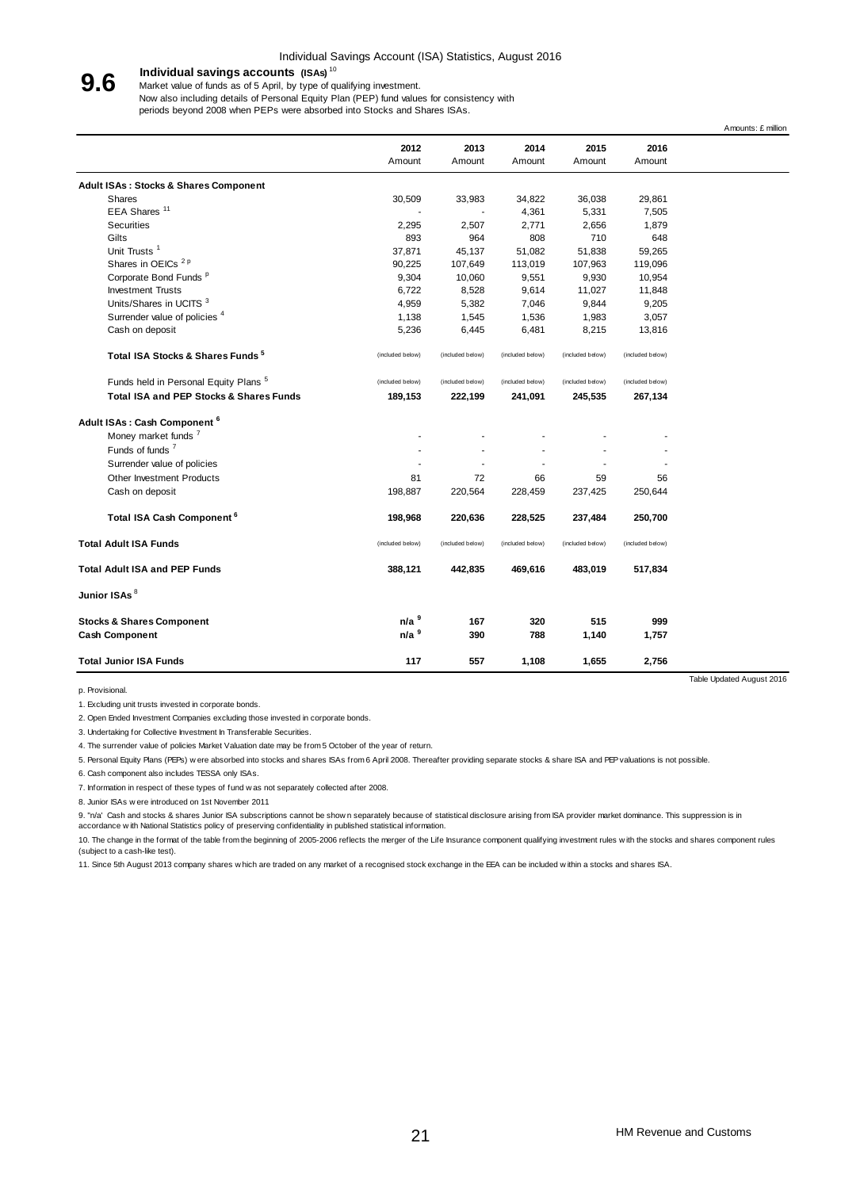## 9.6 Individual savings accounts (ISAs) [10]

Market value of funds as of 5 April, by type of qualifying investment.
Now also including details of Personal Equity Plan (PEP) fund values for consistency with periods beyond 2008 when PEPs were absorbed into Stocks and Shares ISAs.

Amounts: £ million

| | 2012 Amount | 2013 Amount | 2014 Amount | 2015 Amount | 2016 Amount |
|---|---|---|---|---|---|
| **Adult ISAs : Stocks & Shares Component** | | | | | |
| Shares | 30,509 | 33,983 | 34,822 | 36,038 | 29,861 |
| EEA Shares [11] | - | - | 4,361 | 5,331 | 7,505 |
| Securities | 2,295 | 2,507 | 2,771 | 2,656 | 1,879 |
| Gilts | 893 | 964 | 808 | 710 | 648 |
| Unit Trusts [1] | 37,871 | 45,137 | 51,082 | 51,838 | 59,265 |
| Shares in OEICs [2 p] | 90,225 | 107,649 | 113,019 | 107,963 | 119,096 |
| Corporate Bond Funds [p] | 9,304 | 10,060 | 9,551 | 9,930 | 10,954 |
| Investment Trusts | 6,722 | 8,528 | 9,614 | 11,027 | 11,848 |
| Units/Shares in UCITS [3] | 4,959 | 5,382 | 7,046 | 9,844 | 9,205 |
| Surrender value of policies [4] | 1,138 | 1,545 | 1,536 | 1,983 | 3,057 |
| Cash on deposit | 5,236 | 6,445 | 6,481 | 8,215 | 13,816 |
| **Total ISA Stocks & Shares Funds [5]** | (included below) | (included below) | (included below) | (included below) | (included below) |
| Funds held in Personal Equity Plans [5] | (included below) | (included below) | (included below) | (included below) | (included below) |
| **Total ISA and PEP Stocks & Shares Funds** | **189,153** | **222,199** | **241,091** | **245,535** | **267,134** |
| **Adult ISAs : Cash Component [6]** | | | | | |
| Money market funds [7] | - | - | - | - | - |
| Funds of funds [7] | - | - | - | - | - |
| Surrender value of policies | - | - | - | - | - |
| Other Investment Products | 81 | 72 | 66 | 59 | 56 |
| Cash on deposit | 198,887 | 220,564 | 228,459 | 237,425 | 250,644 |
| **Total ISA Cash Component [6]** | **198,968** | **220,636** | **228,525** | **237,484** | **250,700** |
| **Total Adult ISA Funds** | (included below) | (included below) | (included below) | (included below) | (included below) |
| **Total Adult ISA and PEP Funds** | **388,121** | **442,835** | **469,616** | **483,019** | **517,834** |
| **Junior ISAs [8]** | | | | | |
| **Stocks & Shares Component** | **n/a [9]** | **167** | **320** | **515** | **999** |
| **Cash Component** | **n/a [9]** | **390** | **788** | **1,140** | **1,757** |
| **Total Junior ISA Funds** | **117** | **557** | **1,108** | **1,655** | **2,756** |

Table Updated August 2016

p. Provisional.

1. Excluding unit trusts invested in corporate bonds.
2. Open Ended Investment Companies excluding those invested in corporate bonds.
3. Undertaking for Collective Investment In Transferable Securities.
4. The surrender value of policies Market Valuation date may be from 5 October of the year of return.
5. Personal Equity Plans (PEPs) were absorbed into stocks and shares ISAs from 6 April 2008. Thereafter providing separate stocks & share ISA and PEP valuations is not possible.
6. Cash component also includes TESSA only ISAs.
7. Information in respect of these types of fund was not separately collected after 2008.
8. Junior ISAs were introduced on 1st November 2011
9. "n/a" Cash and stocks & shares Junior ISA subscriptions cannot be shown separately because of statistical disclosure arising from ISA provider market dominance. This suppression is in accordance with National Statistics policy of preserving confidentiality in published statistical information.
10. The change in the format of the table from the beginning of 2005-2006 reflects the merger of the Life Insurance component qualifying investment rules with the stocks and shares component rules (subject to a cash-like test).
11. Since 5th August 2013 company shares which are traded on any market of a recognised stock exchange in the EEA can be included within a stocks and shares ISA.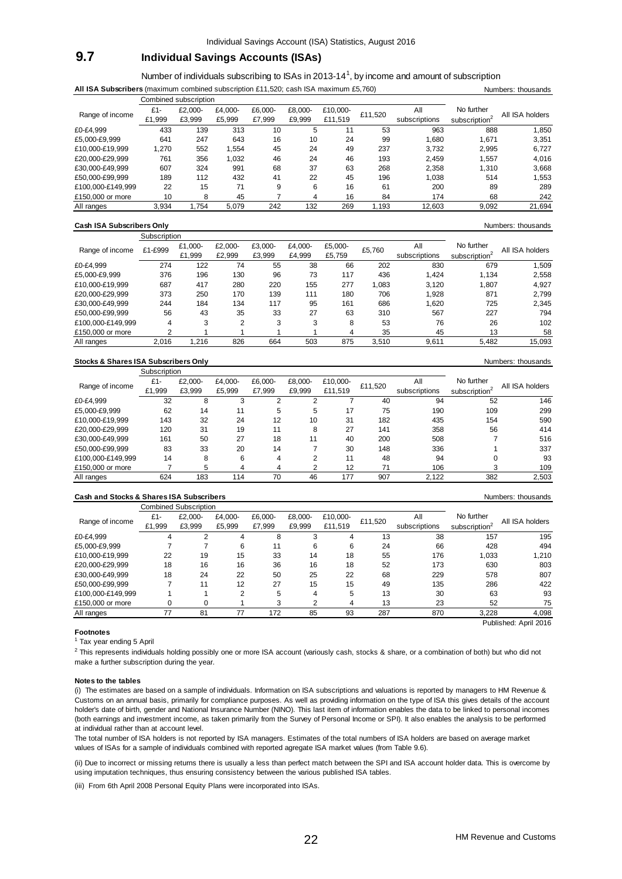# 9.7 Individual Savings Accounts (ISAs)

Number of individuals subscribing to ISAs in 2013-14[1], by income and amount of subscription

**All ISA Subscribers** (maximum combined subscription £11,520; cash ISA maximum £5,760) — Numbers: thousands

| Range of income | Combined subscription £1-£1,999 | £2,000-£3,999 | £4,000-£5,999 | £6,000-£7,999 | £8,000-£9,999 | £10,000-£11,519 | £11,520 | All subscriptions | No further subscription[2] | All ISA holders |
|---|---|---|---|---|---|---|---|---|---|---|
| £0-£4,999 | 433 | 139 | 313 | 10 | 5 | 11 | 53 | 963 | 888 | 1,850 |
| £5,000-£9,999 | 641 | 247 | 643 | 16 | 10 | 24 | 99 | 1,680 | 1,671 | 3,351 |
| £10,000-£19,999 | 1,270 | 552 | 1,554 | 45 | 24 | 49 | 237 | 3,732 | 2,995 | 6,727 |
| £20,000-£29,999 | 761 | 356 | 1,032 | 46 | 24 | 46 | 193 | 2,459 | 1,557 | 4,016 |
| £30,000-£49,999 | 607 | 324 | 991 | 68 | 37 | 63 | 268 | 2,358 | 1,310 | 3,668 |
| £50,000-£99,999 | 189 | 112 | 432 | 41 | 22 | 45 | 196 | 1,038 | 514 | 1,553 |
| £100,000-£149,999 | 22 | 15 | 71 | 9 | 6 | 16 | 61 | 200 | 89 | 289 |
| £150,000 or more | 10 | 8 | 45 | 7 | 4 | 16 | 84 | 174 | 68 | 242 |
| All ranges | 3,934 | 1,754 | 5,079 | 242 | 132 | 269 | 1,193 | 12,603 | 9,092 | 21,694 |

**Cash ISA Subscribers Only** — Numbers: thousands

| Range of income | Subscription £1-£999 | £1,000-£1,999 | £2,000-£2,999 | £3,000-£3,999 | £4,000-£4,999 | £5,000-£5,759 | £5,760 | All subscriptions | No further subscription[2] | All ISA holders |
|---|---|---|---|---|---|---|---|---|---|---|
| £0-£4,999 | 274 | 122 | 74 | 55 | 38 | 66 | 202 | 830 | 679 | 1,509 |
| £5,000-£9,999 | 376 | 196 | 130 | 96 | 73 | 117 | 436 | 1,424 | 1,134 | 2,558 |
| £10,000-£19,999 | 687 | 417 | 280 | 220 | 155 | 277 | 1,083 | 3,120 | 1,807 | 4,927 |
| £20,000-£29,999 | 373 | 250 | 170 | 139 | 111 | 180 | 706 | 1,928 | 871 | 2,799 |
| £30,000-£49,999 | 244 | 184 | 134 | 117 | 95 | 161 | 686 | 1,620 | 725 | 2,345 |
| £50,000-£99,999 | 56 | 43 | 35 | 33 | 27 | 63 | 310 | 567 | 227 | 794 |
| £100,000-£149,999 | 4 | 3 | 2 | 3 | 3 | 8 | 53 | 76 | 26 | 102 |
| £150,000 or more | 2 | 1 | 1 | 1 | 1 | 4 | 35 | 45 | 13 | 58 |
| All ranges | 2,016 | 1,216 | 826 | 664 | 503 | 875 | 3,510 | 9,611 | 5,482 | 15,093 |

**Stocks & Shares ISA Subscribers Only** — Numbers: thousands

| Range of income | Subscription £1-£1,999 | £2,000-£3,999 | £4,000-£5,999 | £6,000-£7,999 | £8,000-£9,999 | £10,000-£11,519 | £11,520 | All subscriptions | No further subscription[2] | All ISA holders |
|---|---|---|---|---|---|---|---|---|---|---|
| £0-£4,999 | 32 | 8 | 3 | 2 | 2 | 7 | 40 | 94 | 52 | 146 |
| £5,000-£9,999 | 62 | 14 | 11 | 5 | 5 | 17 | 75 | 190 | 109 | 299 |
| £10,000-£19,999 | 143 | 32 | 24 | 12 | 10 | 31 | 182 | 435 | 154 | 590 |
| £20,000-£29,999 | 120 | 31 | 19 | 11 | 8 | 27 | 141 | 358 | 56 | 414 |
| £30,000-£49,999 | 161 | 50 | 27 | 18 | 11 | 40 | 200 | 508 | 7 | 516 |
| £50,000-£99,999 | 83 | 33 | 20 | 14 | 7 | 30 | 148 | 336 | 1 | 337 |
| £100,000-£149,999 | 14 | 8 | 6 | 4 | 2 | 11 | 48 | 94 | 0 | 93 |
| £150,000 or more | 7 | 5 | 4 | 4 | 2 | 12 | 71 | 106 | 3 | 109 |
| All ranges | 624 | 183 | 114 | 70 | 46 | 177 | 907 | 2,122 | 382 | 2,503 |

**Cash and Stocks & Shares ISA Subscribers** — Numbers: thousands

| Range of income | Combined Subscription £1-£1,999 | £2,000-£3,999 | £4,000-£5,999 | £6,000-£7,999 | £8,000-£9,999 | £10,000-£11,519 | £11,520 | All subscriptions | No further subscription[2] | All ISA holders |
|---|---|---|---|---|---|---|---|---|---|---|
| £0-£4,999 | 4 | 2 | 4 | 8 | 3 | 4 | 13 | 38 | 157 | 195 |
| £5,000-£9,999 | 7 | 7 | 6 | 11 | 6 | 6 | 24 | 66 | 428 | 494 |
| £10,000-£19,999 | 22 | 19 | 15 | 33 | 14 | 18 | 55 | 176 | 1,033 | 1,210 |
| £20,000-£29,999 | 18 | 16 | 16 | 36 | 16 | 18 | 52 | 173 | 630 | 803 |
| £30,000-£49,999 | 18 | 24 | 22 | 50 | 25 | 22 | 68 | 229 | 578 | 807 |
| £50,000-£99,999 | 7 | 11 | 12 | 27 | 15 | 15 | 49 | 135 | 286 | 422 |
| £100,000-£149,999 | 1 | 1 | 2 | 5 | 4 | 5 | 13 | 30 | 63 | 93 |
| £150,000 or more | 0 | 0 | 1 | 3 | 2 | 4 | 13 | 23 | 52 | 75 |
| All ranges | 77 | 81 | 77 | 172 | 85 | 93 | 287 | 870 | 3,228 | 4,098 |

Published: April 2016

**Footnotes**

[1] Tax year ending 5 April

[2] This represents individuals holding possibly one or more ISA account (variously cash, stocks & share, or a combination of both) but who did not make a further subscription during the year.

**Notes to the tables**

(i) The estimates are based on a sample of individuals. Information on ISA subscriptions and valuations is reported by managers to HM Revenue & Customs on an annual basis, primarily for compliance purposes. As well as providing information on the type of ISA this gives details of the account holder's date of birth, gender and National Insurance Number (NINO). This last item of information enables the data to be linked to personal incomes (both earnings and investment income, as taken primarily from the Survey of Personal Income or SPI). It also enables the analysis to be performed at individual rather than at account level.

The total number of ISA holders is not reported by ISA managers. Estimates of the total numbers of ISA holders are based on average market values of ISAs for a sample of individuals combined with reported agregate ISA market values (from Table 9.6).

(ii) Due to incorrect or missing returns there is usually a less than perfect match between the SPI and ISA account holder data. This is overcome by using imputation techniques, thus ensuring consistency between the various published ISA tables.

(iii) From 6th April 2008 Personal Equity Plans were incorporated into ISAs.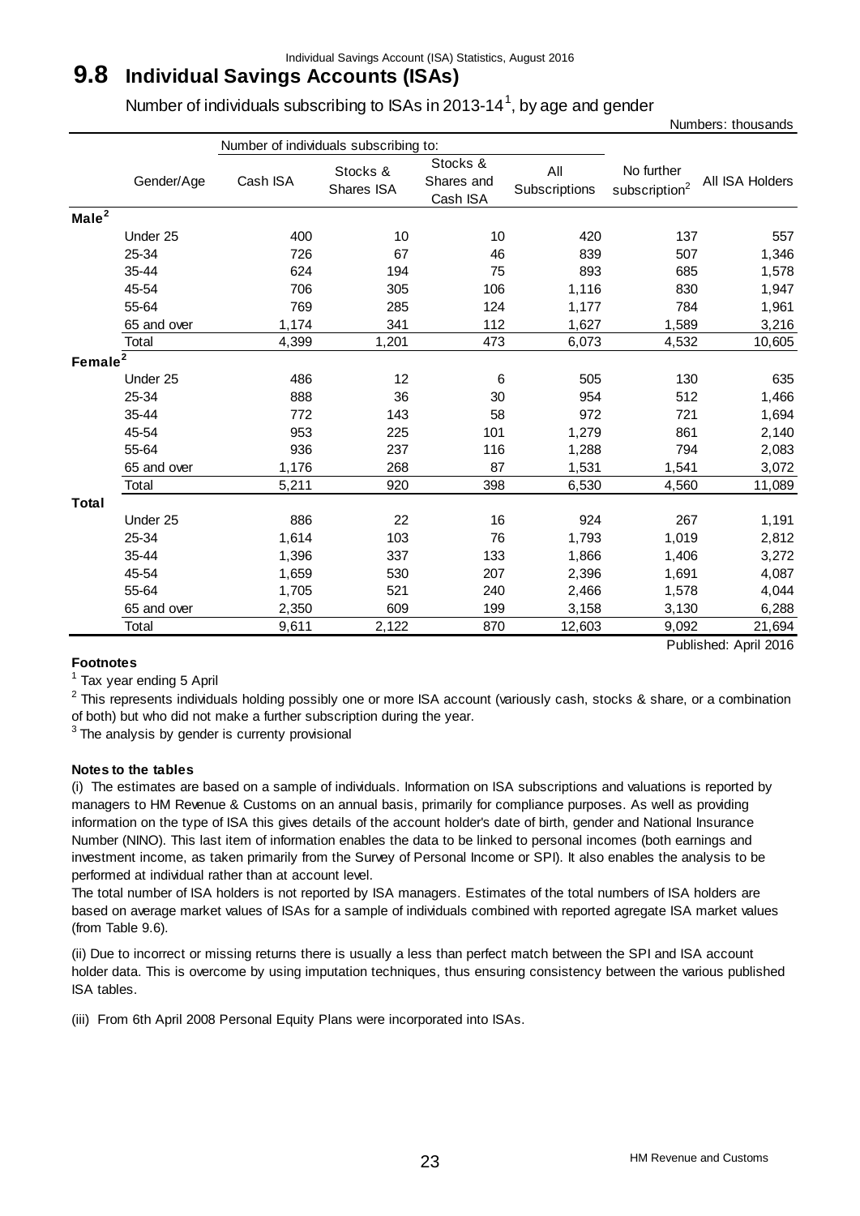# 9.8 Individual Savings Accounts (ISAs)

Number of individuals subscribing to ISAs in 2013-14[1], by age and gender

Numbers: thousands

| | Gender/Age | Number of individuals subscribing to: Cash ISA | Stocks & Shares ISA | Stocks & Shares and Cash ISA | All Subscriptions | No further subscription[2] | All ISA Holders |
|---|---|---|---|---|---|---|---|
| **Male[2]** | | | | | | | |
| | Under 25 | 400 | 10 | 10 | 420 | 137 | 557 |
| | 25-34 | 726 | 67 | 46 | 839 | 507 | 1,346 |
| | 35-44 | 624 | 194 | 75 | 893 | 685 | 1,578 |
| | 45-54 | 706 | 305 | 106 | 1,116 | 830 | 1,947 |
| | 55-64 | 769 | 285 | 124 | 1,177 | 784 | 1,961 |
| | 65 and over | 1,174 | 341 | 112 | 1,627 | 1,589 | 3,216 |
| | Total | 4,399 | 1,201 | 473 | 6,073 | 4,532 | 10,605 |
| **Female[2]** | | | | | | | |
| | Under 25 | 486 | 12 | 6 | 505 | 130 | 635 |
| | 25-34 | 888 | 36 | 30 | 954 | 512 | 1,466 |
| | 35-44 | 772 | 143 | 58 | 972 | 721 | 1,694 |
| | 45-54 | 953 | 225 | 101 | 1,279 | 861 | 2,140 |
| | 55-64 | 936 | 237 | 116 | 1,288 | 794 | 2,083 |
| | 65 and over | 1,176 | 268 | 87 | 1,531 | 1,541 | 3,072 |
| | Total | 5,211 | 920 | 398 | 6,530 | 4,560 | 11,089 |
| **Total** | | | | | | | |
| | Under 25 | 886 | 22 | 16 | 924 | 267 | 1,191 |
| | 25-34 | 1,614 | 103 | 76 | 1,793 | 1,019 | 2,812 |
| | 35-44 | 1,396 | 337 | 133 | 1,866 | 1,406 | 3,272 |
| | 45-54 | 1,659 | 530 | 207 | 2,396 | 1,691 | 4,087 |
| | 55-64 | 1,705 | 521 | 240 | 2,466 | 1,578 | 4,044 |
| | 65 and over | 2,350 | 609 | 199 | 3,158 | 3,130 | 6,288 |
| | Total | 9,611 | 2,122 | 870 | 12,603 | 9,092 | 21,694 |

Published: April 2016

**Footnotes**

[1] Tax year ending 5 April

[2] This represents individuals holding possibly one or more ISA account (variously cash, stocks & share, or a combination of both) but who did not make a further subscription during the year.

[3] The analysis by gender is currenty provisional

**Notes to the tables**

(i) The estimates are based on a sample of individuals. Information on ISA subscriptions and valuations is reported by managers to HM Revenue & Customs on an annual basis, primarily for compliance purposes. As well as providing information on the type of ISA this gives details of the account holder's date of birth, gender and National Insurance Number (NINO). This last item of information enables the data to be linked to personal incomes (both earnings and investment income, as taken primarily from the Survey of Personal Income or SPI). It also enables the analysis to be performed at individual rather than at account level.

The total number of ISA holders is not reported by ISA managers. Estimates of the total numbers of ISA holders are based on average market values of ISAs for a sample of individuals combined with reported agregate ISA market values (from Table 9.6).

(ii) Due to incorrect or missing returns there is usually a less than perfect match between the SPI and ISA account holder data. This is overcome by using imputation techniques, thus ensuring consistency between the various published ISA tables.

(iii) From 6th April 2008 Personal Equity Plans were incorporated into ISAs.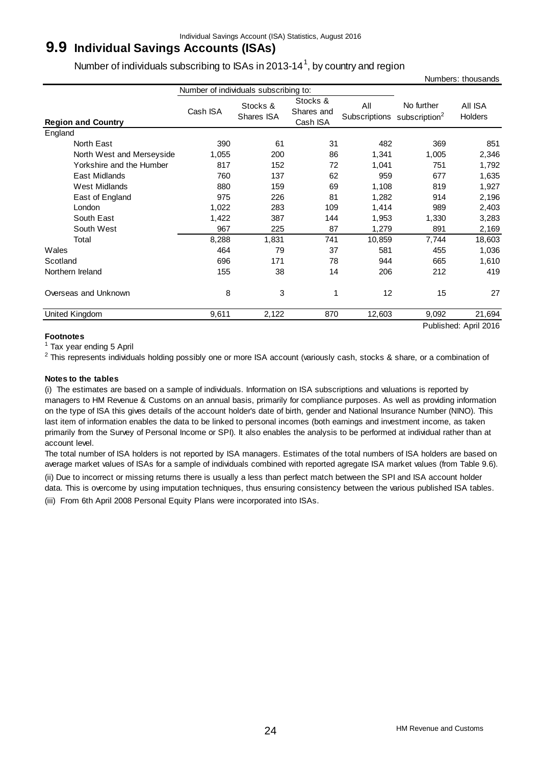# 9.9 Individual Savings Accounts (ISAs)

Number of individuals subscribing to ISAs in 2013-14[1], by country and region

Numbers: thousands

| Region and Country | Number of individuals subscribing to: | | | | | |
|---|---|---|---|---|---|---|
| | Cash ISA | Stocks & Shares ISA | Stocks & Shares and Cash ISA | All Subscriptions | No further subscription[2] | All ISA Holders |
| England | | | | | | |
| North East | 390 | 61 | 31 | 482 | 369 | 851 |
| North West and Merseyside | 1,055 | 200 | 86 | 1,341 | 1,005 | 2,346 |
| Yorkshire and the Humber | 817 | 152 | 72 | 1,041 | 751 | 1,792 |
| East Midlands | 760 | 137 | 62 | 959 | 677 | 1,635 |
| West Midlands | 880 | 159 | 69 | 1,108 | 819 | 1,927 |
| East of England | 975 | 226 | 81 | 1,282 | 914 | 2,196 |
| London | 1,022 | 283 | 109 | 1,414 | 989 | 2,403 |
| South East | 1,422 | 387 | 144 | 1,953 | 1,330 | 3,283 |
| South West | 967 | 225 | 87 | 1,279 | 891 | 2,169 |
| Total | 8,288 | 1,831 | 741 | 10,859 | 7,744 | 18,603 |
| Wales | 464 | 79 | 37 | 581 | 455 | 1,036 |
| Scotland | 696 | 171 | 78 | 944 | 665 | 1,610 |
| Northern Ireland | 155 | 38 | 14 | 206 | 212 | 419 |
| Overseas and Unknown | 8 | 3 | 1 | 12 | 15 | 27 |
| United Kingdom | 9,611 | 2,122 | 870 | 12,603 | 9,092 | 21,694 |

Published: April 2016

**Footnotes**

[1] Tax year ending 5 April

[2] This represents individuals holding possibly one or more ISA account (variously cash, stocks & share, or a combination of

**Notes to the tables**

(i) The estimates are based on a sample of individuals. Information on ISA subscriptions and valuations is reported by managers to HM Revenue & Customs on an annual basis, primarily for compliance purposes. As well as providing information on the type of ISA this gives details of the account holder's date of birth, gender and National Insurance Number (NINO). This last item of information enables the data to be linked to personal incomes (both earnings and investment income, as taken primarily from the Survey of Personal Income or SPI). It also enables the analysis to be performed at individual rather than at account level.

The total number of ISA holders is not reported by ISA managers. Estimates of the total numbers of ISA holders are based on average market values of ISAs for a sample of individuals combined with reported agregate ISA market values (from Table 9.6).

(ii) Due to incorrect or missing returns there is usually a less than perfect match between the SPI and ISA account holder data. This is overcome by using imputation techniques, thus ensuring consistency between the various published ISA tables.

(iii) From 6th April 2008 Personal Equity Plans were incorporated into ISAs.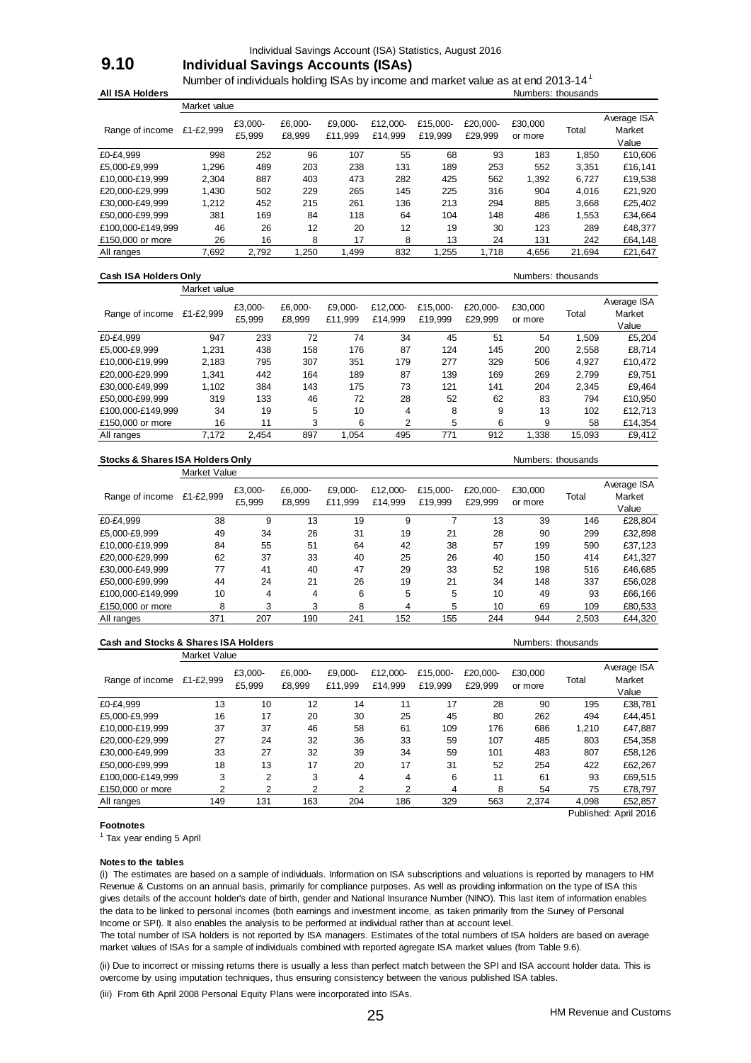Individual Savings Account (ISA) Statistics, August 2016

# 9.10 Individual Savings Accounts (ISAs)

Number of individuals holding ISAs by income and market value as at end 2013-14[1]

**All ISA Holders** — Numbers: thousands

| Range of income | Market value £1-£2,999 | £3,000-£5,999 | £6,000-£8,999 | £9,000-£11,999 | £12,000-£14,999 | £15,000-£19,999 | £20,000-£29,999 | £30,000 or more | Total | Average ISA Market Value |
|---|---|---|---|---|---|---|---|---|---|---|
| £0-£4,999 | 998 | 252 | 96 | 107 | 55 | 68 | 93 | 183 | 1,850 | £10,606 |
| £5,000-£9,999 | 1,296 | 489 | 203 | 238 | 131 | 189 | 253 | 552 | 3,351 | £16,141 |
| £10,000-£19,999 | 2,304 | 887 | 403 | 473 | 282 | 425 | 562 | 1,392 | 6,727 | £19,538 |
| £20,000-£29,999 | 1,430 | 502 | 229 | 265 | 145 | 225 | 316 | 904 | 4,016 | £21,920 |
| £30,000-£49,999 | 1,212 | 452 | 215 | 261 | 136 | 213 | 294 | 885 | 3,668 | £25,402 |
| £50,000-£99,999 | 381 | 169 | 84 | 118 | 64 | 104 | 148 | 486 | 1,553 | £34,664 |
| £100,000-£149,999 | 46 | 26 | 12 | 20 | 12 | 19 | 30 | 123 | 289 | £48,377 |
| £150,000 or more | 26 | 16 | 8 | 17 | 8 | 13 | 24 | 131 | 242 | £64,148 |
| All ranges | 7,692 | 2,792 | 1,250 | 1,499 | 832 | 1,255 | 1,718 | 4,656 | 21,694 | £21,647 |

**Cash ISA Holders Only** — Numbers: thousands

| Range of income | Market value £1-£2,999 | £3,000-£5,999 | £6,000-£8,999 | £9,000-£11,999 | £12,000-£14,999 | £15,000-£19,999 | £20,000-£29,999 | £30,000 or more | Total | Average ISA Market Value |
|---|---|---|---|---|---|---|---|---|---|---|
| £0-£4,999 | 947 | 233 | 72 | 74 | 34 | 45 | 51 | 54 | 1,509 | £5,204 |
| £5,000-£9,999 | 1,231 | 438 | 158 | 176 | 87 | 124 | 145 | 200 | 2,558 | £8,714 |
| £10,000-£19,999 | 2,183 | 795 | 307 | 351 | 179 | 277 | 329 | 506 | 4,927 | £10,472 |
| £20,000-£29,999 | 1,341 | 442 | 164 | 189 | 87 | 139 | 169 | 269 | 2,799 | £9,751 |
| £30,000-£49,999 | 1,102 | 384 | 143 | 175 | 73 | 121 | 141 | 204 | 2,345 | £9,464 |
| £50,000-£99,999 | 319 | 133 | 46 | 72 | 28 | 52 | 62 | 83 | 794 | £10,950 |
| £100,000-£149,999 | 34 | 19 | 5 | 10 | 4 | 8 | 9 | 13 | 102 | £12,713 |
| £150,000 or more | 16 | 11 | 3 | 6 | 2 | 5 | 6 | 9 | 58 | £14,354 |
| All ranges | 7,172 | 2,454 | 897 | 1,054 | 495 | 771 | 912 | 1,338 | 15,093 | £9,412 |

**Stocks & Shares ISA Holders Only** — Numbers: thousands

| Range of income | Market Value £1-£2,999 | £3,000-£5,999 | £6,000-£8,999 | £9,000-£11,999 | £12,000-£14,999 | £15,000-£19,999 | £20,000-£29,999 | £30,000 or more | Total | Average ISA Market Value |
|---|---|---|---|---|---|---|---|---|---|---|
| £0-£4,999 | 38 | 9 | 13 | 19 | 9 | 7 | 13 | 39 | 146 | £28,804 |
| £5,000-£9,999 | 49 | 34 | 26 | 31 | 19 | 21 | 28 | 90 | 299 | £32,898 |
| £10,000-£19,999 | 84 | 55 | 51 | 64 | 42 | 38 | 57 | 199 | 590 | £37,123 |
| £20,000-£29,999 | 62 | 37 | 33 | 40 | 25 | 26 | 40 | 150 | 414 | £41,327 |
| £30,000-£49,999 | 77 | 41 | 40 | 47 | 29 | 33 | 52 | 198 | 516 | £46,685 |
| £50,000-£99,999 | 44 | 24 | 21 | 26 | 19 | 21 | 34 | 148 | 337 | £56,028 |
| £100,000-£149,999 | 10 | 4 | 4 | 6 | 5 | 5 | 10 | 49 | 93 | £66,166 |
| £150,000 or more | 8 | 3 | 3 | 8 | 4 | 5 | 10 | 69 | 109 | £80,533 |
| All ranges | 371 | 207 | 190 | 241 | 152 | 155 | 244 | 944 | 2,503 | £44,320 |

**Cash and Stocks & Shares ISA Holders** — Numbers: thousands

| Range of income | Market Value £1-£2,999 | £3,000-£5,999 | £6,000-£8,999 | £9,000-£11,999 | £12,000-£14,999 | £15,000-£19,999 | £20,000-£29,999 | £30,000 or more | Total | Average ISA Market Value |
|---|---|---|---|---|---|---|---|---|---|---|
| £0-£4,999 | 13 | 10 | 12 | 14 | 11 | 17 | 28 | 90 | 195 | £38,781 |
| £5,000-£9,999 | 16 | 17 | 20 | 30 | 25 | 45 | 80 | 262 | 494 | £44,451 |
| £10,000-£19,999 | 37 | 37 | 46 | 58 | 61 | 109 | 176 | 686 | 1,210 | £47,887 |
| £20,000-£29,999 | 27 | 24 | 32 | 36 | 33 | 59 | 107 | 485 | 803 | £54,358 |
| £30,000-£49,999 | 33 | 27 | 32 | 39 | 34 | 59 | 101 | 483 | 807 | £58,126 |
| £50,000-£99,999 | 18 | 13 | 17 | 20 | 17 | 31 | 52 | 254 | 422 | £62,267 |
| £100,000-£149,999 | 3 | 2 | 3 | 4 | 4 | 6 | 11 | 61 | 93 | £69,515 |
| £150,000 or more | 2 | 2 | 2 | 2 | 2 | 4 | 8 | 54 | 75 | £78,797 |
| All ranges | 149 | 131 | 163 | 204 | 186 | 329 | 563 | 2,374 | 4,098 | £52,857 |

Published: April 2016

**Footnotes**

[1] Tax year ending 5 April

**Notes to the tables**

(i) The estimates are based on a sample of individuals. Information on ISA subscriptions and valuations is reported by managers to HM Revenue & Customs on an annual basis, primarily for compliance purposes. As well as providing information on the type of ISA this gives details of the account holder's date of birth, gender and National Insurance Number (NINO). This last item of information enables the data to be linked to personal incomes (both earnings and investment income, as taken primarily from the Survey of Personal Income or SPI). It also enables the analysis to be performed at individual rather than at account level.
The total number of ISA holders is not reported by ISA managers. Estimates of the total numbers of ISA holders are based on average market values of ISAs for a sample of individuals combined with reported agregate ISA market values (from Table 9.6).

(ii) Due to incorrect or missing returns there is usually a less than perfect match between the SPI and ISA account holder data. This is overcome by using imputation techniques, thus ensuring consistency between the various published ISA tables.

(iii) From 6th April 2008 Personal Equity Plans were incorporated into ISAs.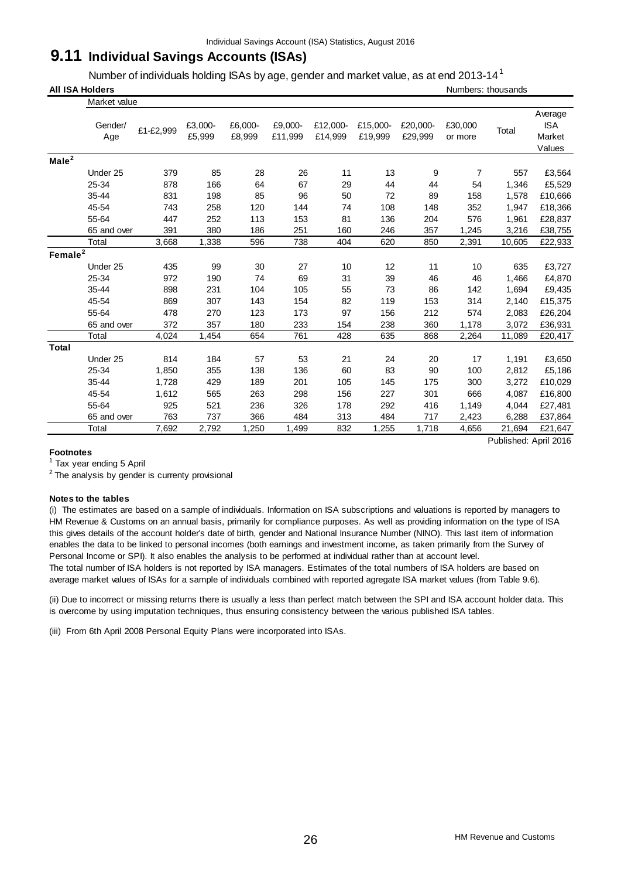# 9.11 Individual Savings Accounts (ISAs)

Number of individuals holding ISAs by age, gender and market value, as at end 2013-14[1]

**All ISA Holders** Numbers: thousands

| | Market value | | | | | | | | | | |
|---|---|---|---|---|---|---|---|---|---|---|---|
| | Gender/ Age | £1-£2,999 | £3,000-£5,999 | £6,000-£8,999 | £9,000-£11,999 | £12,000-£14,999 | £15,000-£19,999 | £20,000-£29,999 | £30,000 or more | Total | Average ISA Market Values |
| **Male[2]** | | | | | | | | | | | |
| | Under 25 | 379 | 85 | 28 | 26 | 11 | 13 | 9 | 7 | 557 | £3,564 |
| | 25-34 | 878 | 166 | 64 | 67 | 29 | 44 | 44 | 54 | 1,346 | £5,529 |
| | 35-44 | 831 | 198 | 85 | 96 | 50 | 72 | 89 | 158 | 1,578 | £10,666 |
| | 45-54 | 743 | 258 | 120 | 144 | 74 | 108 | 148 | 352 | 1,947 | £18,366 |
| | 55-64 | 447 | 252 | 113 | 153 | 81 | 136 | 204 | 576 | 1,961 | £28,837 |
| | 65 and over | 391 | 380 | 186 | 251 | 160 | 246 | 357 | 1,245 | 3,216 | £38,755 |
| | Total | 3,668 | 1,338 | 596 | 738 | 404 | 620 | 850 | 2,391 | 10,605 | £22,933 |
| **Female[2]** | | | | | | | | | | | |
| | Under 25 | 435 | 99 | 30 | 27 | 10 | 12 | 11 | 10 | 635 | £3,727 |
| | 25-34 | 972 | 190 | 74 | 69 | 31 | 39 | 46 | 46 | 1,466 | £4,870 |
| | 35-44 | 898 | 231 | 104 | 105 | 55 | 73 | 86 | 142 | 1,694 | £9,435 |
| | 45-54 | 869 | 307 | 143 | 154 | 82 | 119 | 153 | 314 | 2,140 | £15,375 |
| | 55-64 | 478 | 270 | 123 | 173 | 97 | 156 | 212 | 574 | 2,083 | £26,204 |
| | 65 and over | 372 | 357 | 180 | 233 | 154 | 238 | 360 | 1,178 | 3,072 | £36,931 |
| | Total | 4,024 | 1,454 | 654 | 761 | 428 | 635 | 868 | 2,264 | 11,089 | £20,417 |
| **Total** | | | | | | | | | | | |
| | Under 25 | 814 | 184 | 57 | 53 | 21 | 24 | 20 | 17 | 1,191 | £3,650 |
| | 25-34 | 1,850 | 355 | 138 | 136 | 60 | 83 | 90 | 100 | 2,812 | £5,186 |
| | 35-44 | 1,728 | 429 | 189 | 201 | 105 | 145 | 175 | 300 | 3,272 | £10,029 |
| | 45-54 | 1,612 | 565 | 263 | 298 | 156 | 227 | 301 | 666 | 4,087 | £16,800 |
| | 55-64 | 925 | 521 | 236 | 326 | 178 | 292 | 416 | 1,149 | 4,044 | £27,481 |
| | 65 and over | 763 | 737 | 366 | 484 | 313 | 484 | 717 | 2,423 | 6,288 | £37,864 |
| | Total | 7,692 | 2,792 | 1,250 | 1,499 | 832 | 1,255 | 1,718 | 4,656 | 21,694 | £21,647 |

Published: April 2016

**Footnotes**

[1] Tax year ending 5 April

[2] The analysis by gender is currenty provisional

**Notes to the tables**

(i) The estimates are based on a sample of individuals. Information on ISA subscriptions and valuations is reported by managers to HM Revenue & Customs on an annual basis, primarily for compliance purposes. As well as providing information on the type of ISA this gives details of the account holder's date of birth, gender and National Insurance Number (NINO). This last item of information enables the data to be linked to personal incomes (both earnings and investment income, as taken primarily from the Survey of Personal Income or SPI). It also enables the analysis to be performed at individual rather than at account level.
The total number of ISA holders is not reported by ISA managers. Estimates of the total numbers of ISA holders are based on average market values of ISAs for a sample of individuals combined with reported agregate ISA market values (from Table 9.6).

(ii) Due to incorrect or missing returns there is usually a less than perfect match between the SPI and ISA account holder data. This is overcome by using imputation techniques, thus ensuring consistency between the various published ISA tables.

(iii) From 6th April 2008 Personal Equity Plans were incorporated into ISAs.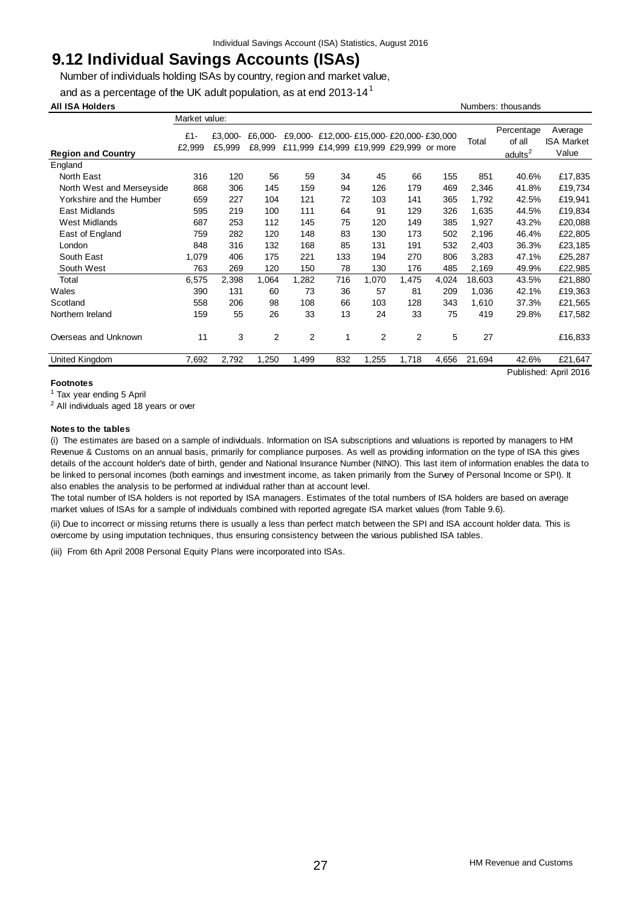# 9.12 Individual Savings Accounts (ISAs)

Number of individuals holding ISAs by country, region and market value, and as a percentage of the UK adult population, as at end 2013-14[1]

**All ISA Holders** — Numbers: thousands

| Region and Country | Market value: £1-£2,999 | £3,000-£5,999 | £6,000-£8,999 | £9,000-£11,999 | £12,000-£14,999 | £15,000-£19,999 | £20,000-£29,999 | £30,000 or more | Total | Percentage of all adults[2] | Average ISA Market Value |
|---|---|---|---|---|---|---|---|---|---|---|---|
| England | | | | | | | | | | | |
| North East | 316 | 120 | 56 | 59 | 34 | 45 | 66 | 155 | 851 | 40.6% | £17,835 |
| North West and Merseyside | 868 | 306 | 145 | 159 | 94 | 126 | 179 | 469 | 2,346 | 41.8% | £19,734 |
| Yorkshire and the Humber | 659 | 227 | 104 | 121 | 72 | 103 | 141 | 365 | 1,792 | 42.5% | £19,941 |
| East Midlands | 595 | 219 | 100 | 111 | 64 | 91 | 129 | 326 | 1,635 | 44.5% | £19,834 |
| West Midlands | 687 | 253 | 112 | 145 | 75 | 120 | 149 | 385 | 1,927 | 43.2% | £20,088 |
| East of England | 759 | 282 | 120 | 148 | 83 | 130 | 173 | 502 | 2,196 | 46.4% | £22,805 |
| London | 848 | 316 | 132 | 168 | 85 | 131 | 191 | 532 | 2,403 | 36.3% | £23,185 |
| South East | 1,079 | 406 | 175 | 221 | 133 | 194 | 270 | 806 | 3,283 | 47.1% | £25,287 |
| South West | 763 | 269 | 120 | 150 | 78 | 130 | 176 | 485 | 2,169 | 49.9% | £22,985 |
| Total | 6,575 | 2,398 | 1,064 | 1,282 | 716 | 1,070 | 1,475 | 4,024 | 18,603 | 43.5% | £21,880 |
| Wales | 390 | 131 | 60 | 73 | 36 | 57 | 81 | 209 | 1,036 | 42.1% | £19,363 |
| Scotland | 558 | 206 | 98 | 108 | 66 | 103 | 128 | 343 | 1,610 | 37.3% | £21,565 |
| Northern Ireland | 159 | 55 | 26 | 33 | 13 | 24 | 33 | 75 | 419 | 29.8% | £17,582 |
| Overseas and Unknown | 11 | 3 | 2 | 2 | 1 | 2 | 2 | 5 | 27 | | £16,833 |
| United Kingdom | 7,692 | 2,792 | 1,250 | 1,499 | 832 | 1,255 | 1,718 | 4,656 | 21,694 | 42.6% | £21,647 |

Published: April 2016

**Footnotes**

[1] Tax year ending 5 April

[2] All individuals aged 18 years or over

**Notes to the tables**

(i) The estimates are based on a sample of individuals. Information on ISA subscriptions and valuations is reported by managers to HM Revenue & Customs on an annual basis, primarily for compliance purposes. As well as providing information on the type of ISA this gives details of the account holder's date of birth, gender and National Insurance Number (NINO). This last item of information enables the data to be linked to personal incomes (both earnings and investment income, as taken primarily from the Survey of Personal Income or SPI). It also enables the analysis to be performed at individual rather than at account level.

The total number of ISA holders is not reported by ISA managers. Estimates of the total numbers of ISA holders are based on average market values of ISAs for a sample of individuals combined with reported agregate ISA market values (from Table 9.6).

(ii) Due to incorrect or missing returns there is usually a less than perfect match between the SPI and ISA account holder data. This is overcome by using imputation techniques, thus ensuring consistency between the various published ISA tables.

(iii) From 6th April 2008 Personal Equity Plans were incorporated into ISAs.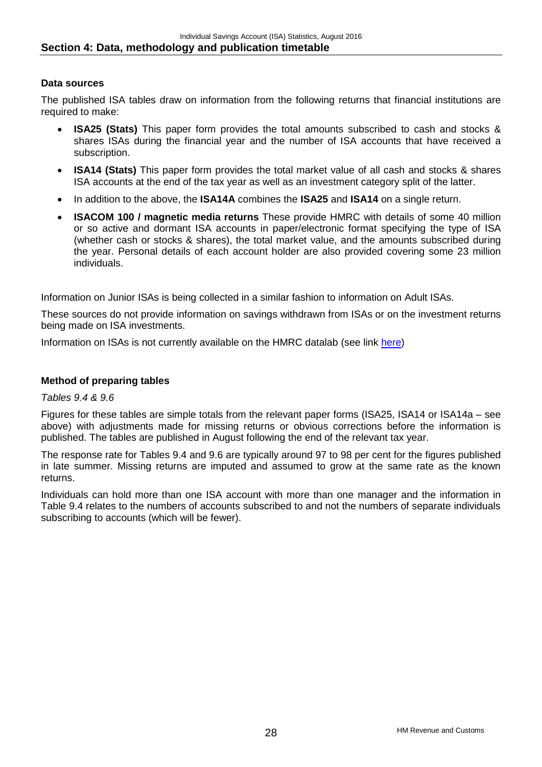## Section 4: Data, methodology and publication timetable

### Data sources

The published ISA tables draw on information from the following returns that financial institutions are required to make:

- **ISA25 (Stats)** This paper form provides the total amounts subscribed to cash and stocks & shares ISAs during the financial year and the number of ISA accounts that have received a subscription.
- **ISA14 (Stats)** This paper form provides the total market value of all cash and stocks & shares ISA accounts at the end of the tax year as well as an investment category split of the latter.
- In addition to the above, the **ISA14A** combines the **ISA25** and **ISA14** on a single return.
- **ISACOM 100 / magnetic media returns** These provide HMRC with details of some 40 million or so active and dormant ISA accounts in paper/electronic format specifying the type of ISA (whether cash or stocks & shares), the total market value, and the amounts subscribed during the year. Personal details of each account holder are also provided covering some 23 million individuals.

Information on Junior ISAs is being collected in a similar fashion to information on Adult ISAs.

These sources do not provide information on savings withdrawn from ISAs or on the investment returns being made on ISA investments.

Information on ISAs is not currently available on the HMRC datalab (see link here)

### Method of preparing tables

*Tables 9.4 & 9.6*

Figures for these tables are simple totals from the relevant paper forms (ISA25, ISA14 or ISA14a – see above) with adjustments made for missing returns or obvious corrections before the information is published. The tables are published in August following the end of the relevant tax year.

The response rate for Tables 9.4 and 9.6 are typically around 97 to 98 per cent for the figures published in late summer. Missing returns are imputed and assumed to grow at the same rate as the known returns.

Individuals can hold more than one ISA account with more than one manager and the information in Table 9.4 relates to the numbers of accounts subscribed to and not the numbers of separate individuals subscribing to accounts (which will be fewer).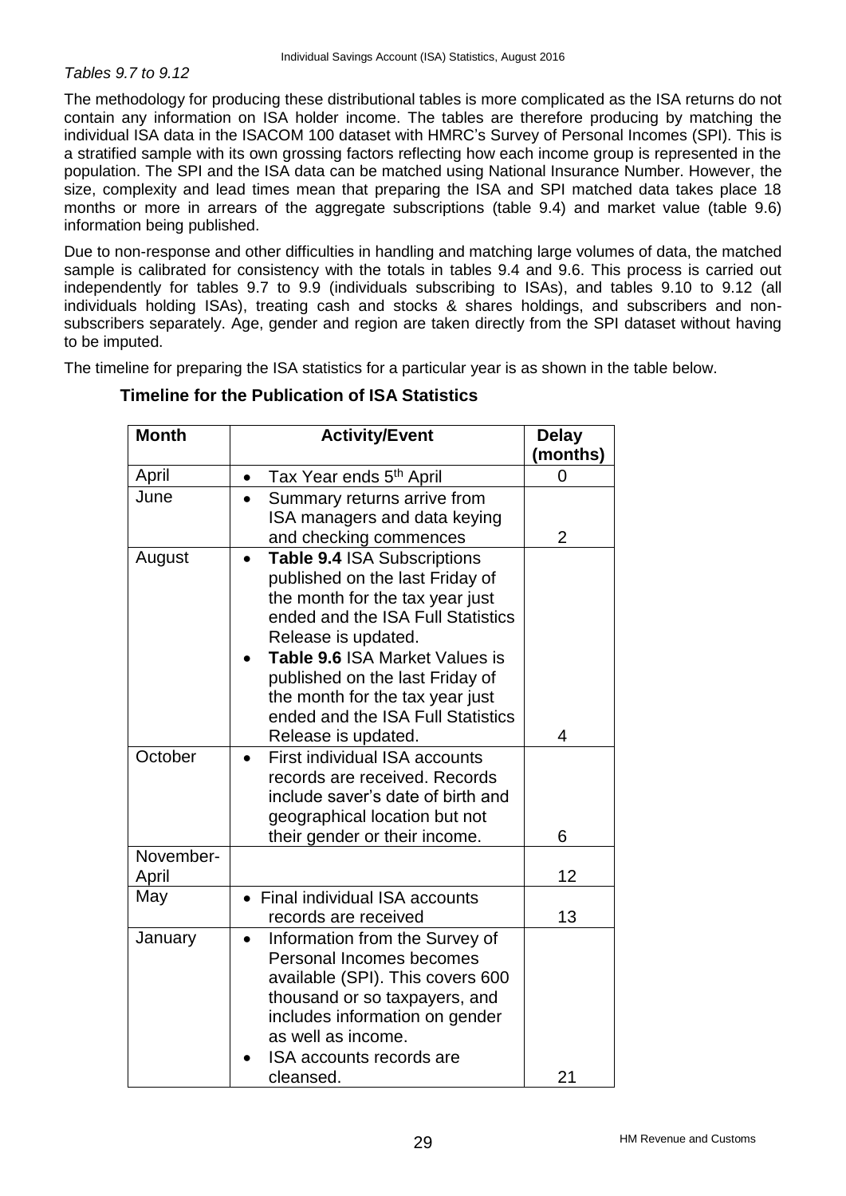*Tables 9.7 to 9.12*

The methodology for producing these distributional tables is more complicated as the ISA returns do not contain any information on ISA holder income. The tables are therefore producing by matching the individual ISA data in the ISACOM 100 dataset with HMRC's Survey of Personal Incomes (SPI). This is a stratified sample with its own grossing factors reflecting how each income group is represented in the population. The SPI and the ISA data can be matched using National Insurance Number. However, the size, complexity and lead times mean that preparing the ISA and SPI matched data takes place 18 months or more in arrears of the aggregate subscriptions (table 9.4) and market value (table 9.6) information being published.

Due to non-response and other difficulties in handling and matching large volumes of data, the matched sample is calibrated for consistency with the totals in tables 9.4 and 9.6. This process is carried out independently for tables 9.7 to 9.9 (individuals subscribing to ISAs), and tables 9.10 to 9.12 (all individuals holding ISAs), treating cash and stocks & shares holdings, and subscribers and non-subscribers separately. Age, gender and region are taken directly from the SPI dataset without having to be imputed.

The timeline for preparing the ISA statistics for a particular year is as shown in the table below.

**Timeline for the Publication of ISA Statistics**

| Month | Activity/Event | Delay (months) |
|---|---|---|
| April | • Tax Year ends 5th April | 0 |
| June | • Summary returns arrive from ISA managers and data keying and checking commences | 2 |
| August | • **Table 9.4** ISA Subscriptions published on the last Friday of the month for the tax year just ended and the ISA Full Statistics Release is updated.<br>• **Table 9.6** ISA Market Values is published on the last Friday of the month for the tax year just ended and the ISA Full Statistics Release is updated. | 4 |
| October | • First individual ISA accounts records are received. Records include saver's date of birth and geographical location but not their gender or their income. | 6 |
| November-April | | 12 |
| May | • Final individual ISA accounts records are received | 13 |
| January | • Information from the Survey of Personal Incomes becomes available (SPI). This covers 600 thousand or so taxpayers, and includes information on gender as well as income.<br>• ISA accounts records are cleansed. | 21 |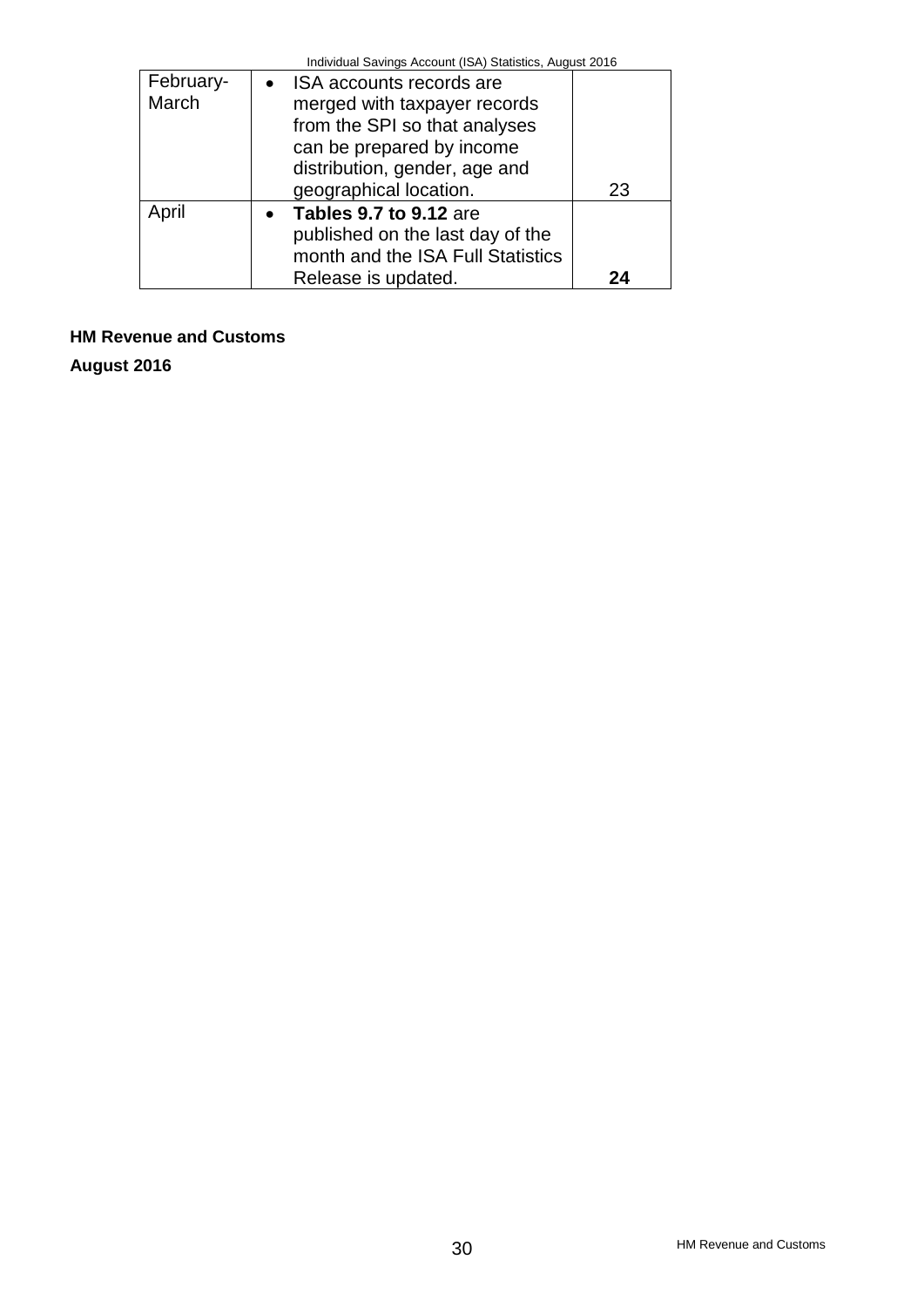| | | |
|---|---|---|
| February-March | • ISA accounts records are merged with taxpayer records from the SPI so that analyses can be prepared by income distribution, gender, age and geographical location. | 23 |
| April | • **Tables 9.7 to 9.12** are published on the last day of the month and the ISA Full Statistics Release is updated. | **24** |

**HM Revenue and Customs**

**August 2016**